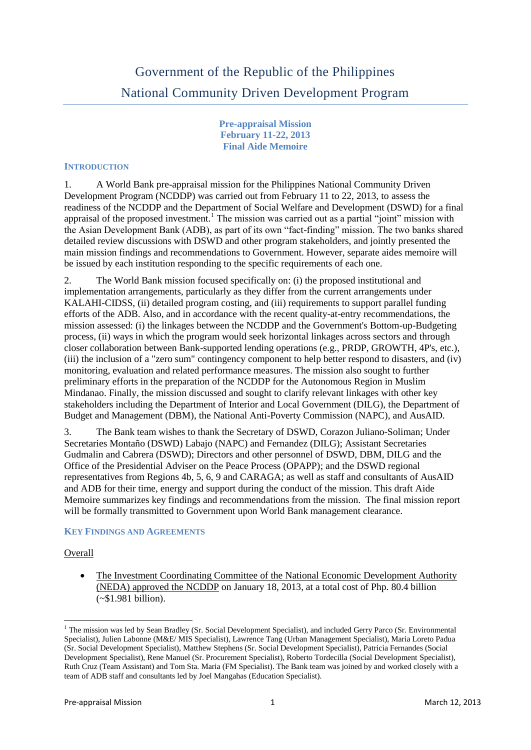# Government of the Republic of the Philippines
# National Community Driven Development Program

**Pre-appraisal Mission**
**February 11-22, 2013**
**Final Aide Memoire**

## INTRODUCTION

1. A World Bank pre-appraisal mission for the Philippines National Community Driven Development Program (NCDDP) was carried out from February 11 to 22, 2013, to assess the readiness of the NCDDP and the Department of Social Welfare and Development (DSWD) for a final appraisal of the proposed investment.[1] The mission was carried out as a partial "joint" mission with the Asian Development Bank (ADB), as part of its own "fact-finding" mission. The two banks shared detailed review discussions with DSWD and other program stakeholders, and jointly presented the main mission findings and recommendations to Government. However, separate aides memoire will be issued by each institution responding to the specific requirements of each one.

2. The World Bank mission focused specifically on: (i) the proposed institutional and implementation arrangements, particularly as they differ from the current arrangements under KALAHI-CIDSS, (ii) detailed program costing, and (iii) requirements to support parallel funding efforts of the ADB. Also, and in accordance with the recent quality-at-entry recommendations, the mission assessed: (i) the linkages between the NCDDP and the Government's Bottom-up-Budgeting process, (ii) ways in which the program would seek horizontal linkages across sectors and through closer collaboration between Bank-supported lending operations (e.g., PRDP, GROWTH, 4P's, etc.), (iii) the inclusion of a "zero sum" contingency component to help better respond to disasters, and (iv) monitoring, evaluation and related performance measures. The mission also sought to further preliminary efforts in the preparation of the NCDDP for the Autonomous Region in Muslim Mindanao. Finally, the mission discussed and sought to clarify relevant linkages with other key stakeholders including the Department of Interior and Local Government (DILG), the Department of Budget and Management (DBM), the National Anti-Poverty Commission (NAPC), and AusAID.

3. The Bank team wishes to thank the Secretary of DSWD, Corazon Juliano-Soliman; Under Secretaries Montaño (DSWD) Labajo (NAPC) and Fernandez (DILG); Assistant Secretaries Gudmalin and Cabrera (DSWD); Directors and other personnel of DSWD, DBM, DILG and the Office of the Presidential Adviser on the Peace Process (OPAPP); and the DSWD regional representatives from Regions 4b, 5, 6, 9 and CARAGA; as well as staff and consultants of AusAID and ADB for their time, energy and support during the conduct of the mission. This draft Aide Memoire summarizes key findings and recommendations from the mission. The final mission report will be formally transmitted to Government upon World Bank management clearance.

## KEY FINDINGS AND AGREEMENTS

Overall

- The Investment Coordinating Committee of the National Economic Development Authority (NEDA) approved the NCDDP on January 18, 2013, at a total cost of Php. 80.4 billion (~$1.981 billion).

[1] The mission was led by Sean Bradley (Sr. Social Development Specialist), and included Gerry Parco (Sr. Environmental Specialist), Julien Labonne (M&E/ MIS Specialist), Lawrence Tang (Urban Management Specialist), Maria Loreto Padua (Sr. Social Development Specialist), Matthew Stephens (Sr. Social Development Specialist), Patricia Fernandes (Social Development Specialist), Rene Manuel (Sr. Procurement Specialist), Roberto Tordecilla (Social Development Specialist), Ruth Cruz (Team Assistant) and Tom Sta. Maria (FM Specialist). The Bank team was joined by and worked closely with a team of ADB staff and consultants led by Joel Mangahas (Education Specialist).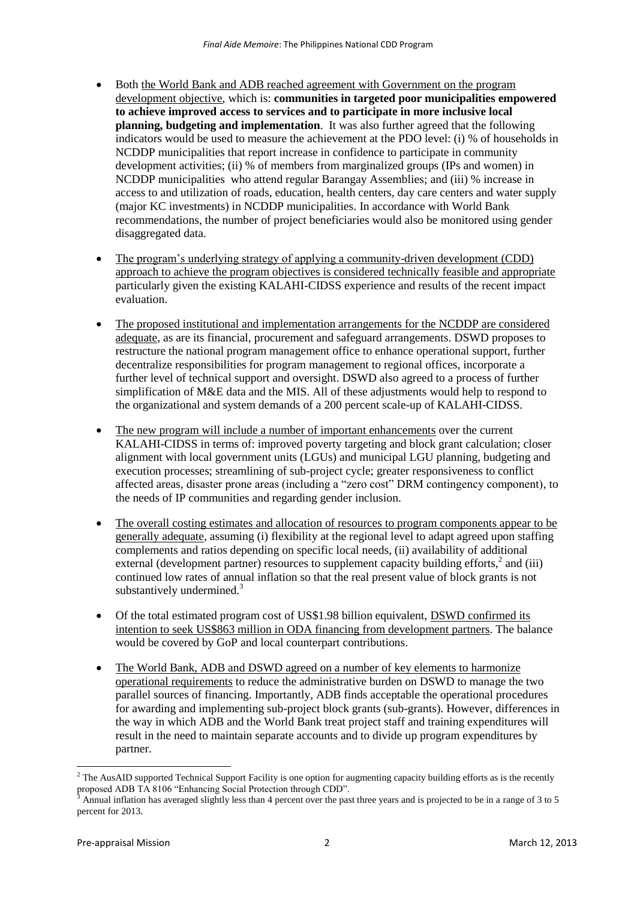- Both the World Bank and ADB reached agreement with Government on the program development objective, which is: **communities in targeted poor municipalities empowered to achieve improved access to services and to participate in more inclusive local planning, budgeting and implementation**. It was also further agreed that the following indicators would be used to measure the achievement at the PDO level: (i) % of households in NCDDP municipalities that report increase in confidence to participate in community development activities; (ii) % of members from marginalized groups (IPs and women) in NCDDP municipalities who attend regular Barangay Assemblies; and (iii) % increase in access to and utilization of roads, education, health centers, day care centers and water supply (major KC investments) in NCDDP municipalities. In accordance with World Bank recommendations, the number of project beneficiaries would also be monitored using gender disaggregated data.

- The program's underlying strategy of applying a community-driven development (CDD) approach to achieve the program objectives is considered technically feasible and appropriate particularly given the existing KALAHI-CIDSS experience and results of the recent impact evaluation.

- The proposed institutional and implementation arrangements for the NCDDP are considered adequate, as are its financial, procurement and safeguard arrangements. DSWD proposes to restructure the national program management office to enhance operational support, further decentralize responsibilities for program management to regional offices, incorporate a further level of technical support and oversight. DSWD also agreed to a process of further simplification of M&E data and the MIS. All of these adjustments would help to respond to the organizational and system demands of a 200 percent scale-up of KALAHI-CIDSS.

- The new program will include a number of important enhancements over the current KALAHI-CIDSS in terms of: improved poverty targeting and block grant calculation; closer alignment with local government units (LGUs) and municipal LGU planning, budgeting and execution processes; streamlining of sub-project cycle; greater responsiveness to conflict affected areas, disaster prone areas (including a "zero cost" DRM contingency component), to the needs of IP communities and regarding gender inclusion.

- The overall costing estimates and allocation of resources to program components appear to be generally adequate, assuming (i) flexibility at the regional level to adapt agreed upon staffing complements and ratios depending on specific local needs, (ii) availability of additional external (development partner) resources to supplement capacity building efforts,[2] and (iii) continued low rates of annual inflation so that the real present value of block grants is not substantively undermined.[3]

- Of the total estimated program cost of US$1.98 billion equivalent, DSWD confirmed its intention to seek US$863 million in ODA financing from development partners. The balance would be covered by GoP and local counterpart contributions.

- The World Bank, ADB and DSWD agreed on a number of key elements to harmonize operational requirements to reduce the administrative burden on DSWD to manage the two parallel sources of financing. Importantly, ADB finds acceptable the operational procedures for awarding and implementing sub-project block grants (sub-grants). However, differences in the way in which ADB and the World Bank treat project staff and training expenditures will result in the need to maintain separate accounts and to divide up program expenditures by partner.

---

[2] The AusAID supported Technical Support Facility is one option for augmenting capacity building efforts as is the recently proposed ADB TA 8106 "Enhancing Social Protection through CDD".

[3] Annual inflation has averaged slightly less than 4 percent over the past three years and is projected to be in a range of 3 to 5 percent for 2013.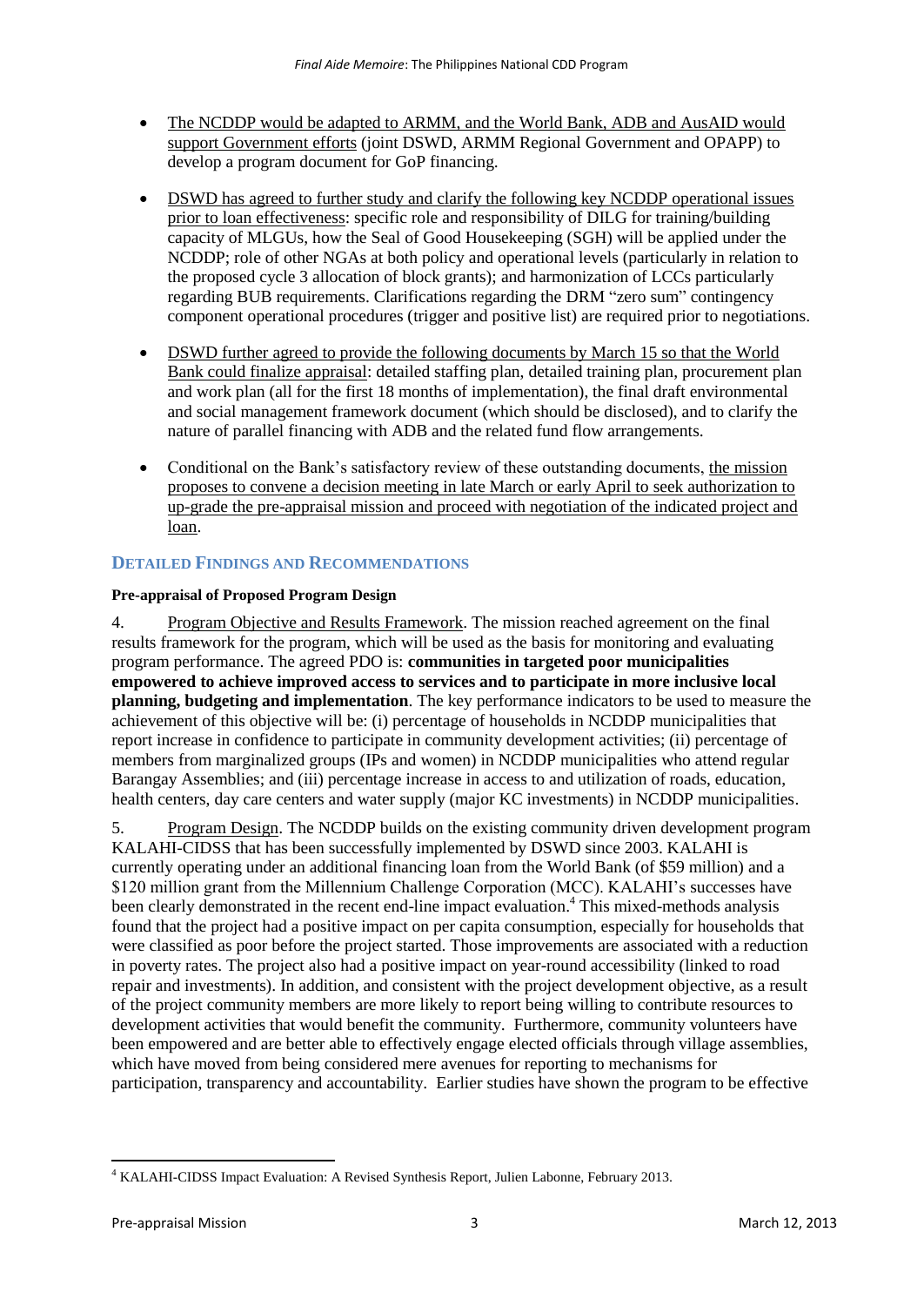- The NCDDP would be adapted to ARMM, and the World Bank, ADB and AusAID would support Government efforts (joint DSWD, ARMM Regional Government and OPAPP) to develop a program document for GoP financing.

- DSWD has agreed to further study and clarify the following key NCDDP operational issues prior to loan effectiveness: specific role and responsibility of DILG for training/building capacity of MLGUs, how the Seal of Good Housekeeping (SGH) will be applied under the NCDDP; role of other NGAs at both policy and operational levels (particularly in relation to the proposed cycle 3 allocation of block grants); and harmonization of LCCs particularly regarding BUB requirements. Clarifications regarding the DRM "zero sum" contingency component operational procedures (trigger and positive list) are required prior to negotiations.

- DSWD further agreed to provide the following documents by March 15 so that the World Bank could finalize appraisal: detailed staffing plan, detailed training plan, procurement plan and work plan (all for the first 18 months of implementation), the final draft environmental and social management framework document (which should be disclosed), and to clarify the nature of parallel financing with ADB and the related fund flow arrangements.

- Conditional on the Bank's satisfactory review of these outstanding documents, the mission proposes to convene a decision meeting in late March or early April to seek authorization to up-grade the pre-appraisal mission and proceed with negotiation of the indicated project and loan.

## DETAILED FINDINGS AND RECOMMENDATIONS

### Pre-appraisal of Proposed Program Design

4. Program Objective and Results Framework. The mission reached agreement on the final results framework for the program, which will be used as the basis for monitoring and evaluating program performance. The agreed PDO is: **communities in targeted poor municipalities empowered to achieve improved access to services and to participate in more inclusive local planning, budgeting and implementation**. The key performance indicators to be used to measure the achievement of this objective will be: (i) percentage of households in NCDDP municipalities that report increase in confidence to participate in community development activities; (ii) percentage of members from marginalized groups (IPs and women) in NCDDP municipalities who attend regular Barangay Assemblies; and (iii) percentage increase in access to and utilization of roads, education, health centers, day care centers and water supply (major KC investments) in NCDDP municipalities.

5. Program Design. The NCDDP builds on the existing community driven development program KALAHI-CIDSS that has been successfully implemented by DSWD since 2003. KALAHI is currently operating under an additional financing loan from the World Bank (of $59 million) and a $120 million grant from the Millennium Challenge Corporation (MCC). KALAHI's successes have been clearly demonstrated in the recent end-line impact evaluation.[4] This mixed-methods analysis found that the project had a positive impact on per capita consumption, especially for households that were classified as poor before the project started. Those improvements are associated with a reduction in poverty rates. The project also had a positive impact on year-round accessibility (linked to road repair and investments). In addition, and consistent with the project development objective, as a result of the project community members are more likely to report being willing to contribute resources to development activities that would benefit the community. Furthermore, community volunteers have been empowered and are better able to effectively engage elected officials through village assemblies, which have moved from being considered mere avenues for reporting to mechanisms for participation, transparency and accountability. Earlier studies have shown the program to be effective

[4] KALAHI-CIDSS Impact Evaluation: A Revised Synthesis Report, Julien Labonne, February 2013.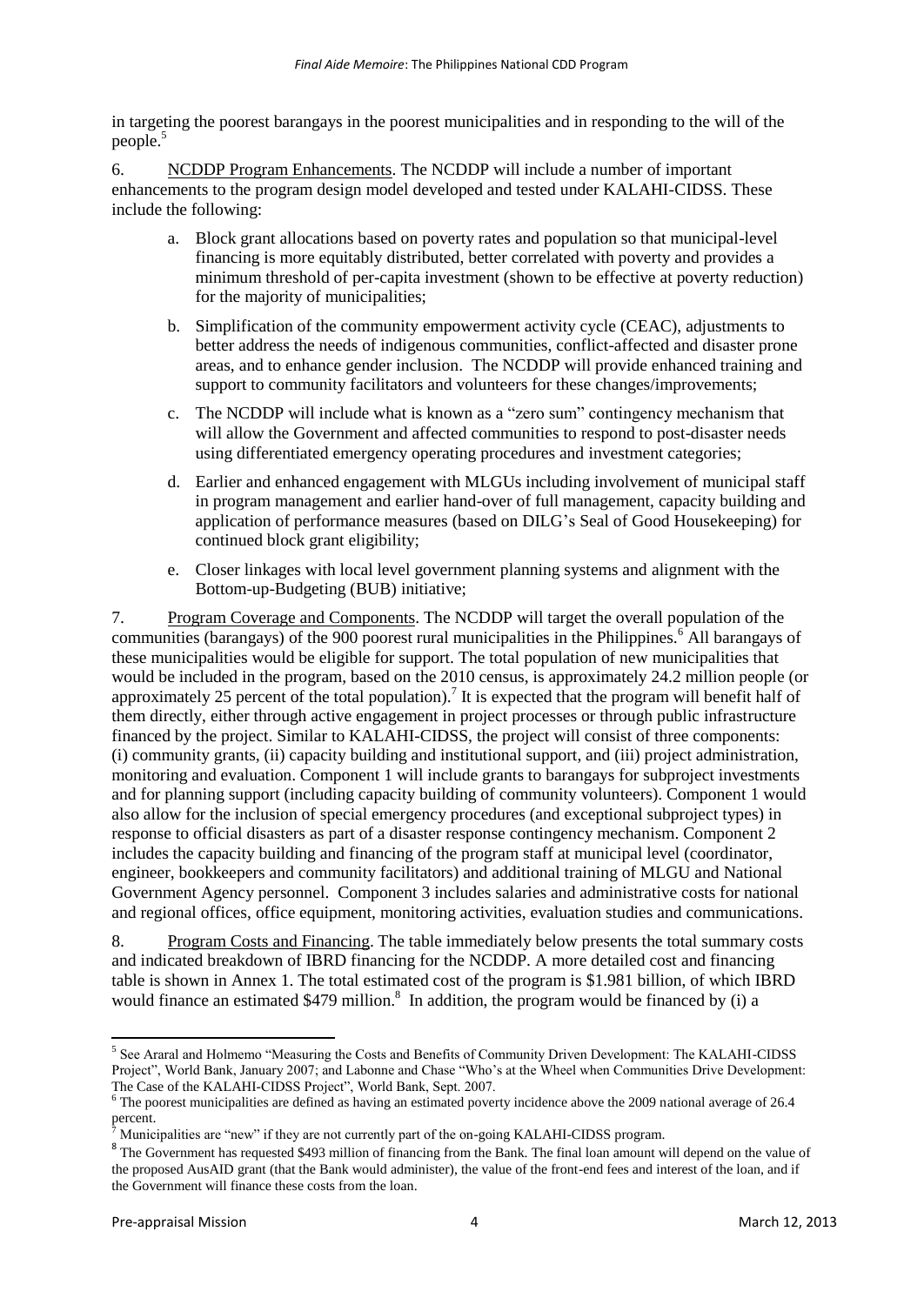in targeting the poorest barangays in the poorest municipalities and in responding to the will of the people.[5]

6. NCDDP Program Enhancements. The NCDDP will include a number of important enhancements to the program design model developed and tested under KALAHI-CIDSS. These include the following:

   a. Block grant allocations based on poverty rates and population so that municipal-level financing is more equitably distributed, better correlated with poverty and provides a minimum threshold of per-capita investment (shown to be effective at poverty reduction) for the majority of municipalities;

   b. Simplification of the community empowerment activity cycle (CEAC), adjustments to better address the needs of indigenous communities, conflict-affected and disaster prone areas, and to enhance gender inclusion. The NCDDP will provide enhanced training and support to community facilitators and volunteers for these changes/improvements;

   c. The NCDDP will include what is known as a "zero sum" contingency mechanism that will allow the Government and affected communities to respond to post-disaster needs using differentiated emergency operating procedures and investment categories;

   d. Earlier and enhanced engagement with MLGUs including involvement of municipal staff in program management and earlier hand-over of full management, capacity building and application of performance measures (based on DILG's Seal of Good Housekeeping) for continued block grant eligibility;

   e. Closer linkages with local level government planning systems and alignment with the Bottom-up-Budgeting (BUB) initiative;

7. Program Coverage and Components. The NCDDP will target the overall population of the communities (barangays) of the 900 poorest rural municipalities in the Philippines.[6] All barangays of these municipalities would be eligible for support. The total population of new municipalities that would be included in the program, based on the 2010 census, is approximately 24.2 million people (or approximately 25 percent of the total population).[7] It is expected that the program will benefit half of them directly, either through active engagement in project processes or through public infrastructure financed by the project. Similar to KALAHI-CIDSS, the project will consist of three components: (i) community grants, (ii) capacity building and institutional support, and (iii) project administration, monitoring and evaluation. Component 1 will include grants to barangays for subproject investments and for planning support (including capacity building of community volunteers). Component 1 would also allow for the inclusion of special emergency procedures (and exceptional subproject types) in response to official disasters as part of a disaster response contingency mechanism. Component 2 includes the capacity building and financing of the program staff at municipal level (coordinator, engineer, bookkeepers and community facilitators) and additional training of MLGU and National Government Agency personnel. Component 3 includes salaries and administrative costs for national and regional offices, office equipment, monitoring activities, evaluation studies and communications.

8. Program Costs and Financing. The table immediately below presents the total summary costs and indicated breakdown of IBRD financing for the NCDDP. A more detailed cost and financing table is shown in Annex 1. The total estimated cost of the program is \$1.981 billion, of which IBRD would finance an estimated \$479 million.[8] In addition, the program would be financed by (i) a

[5] See Araral and Holmemo "Measuring the Costs and Benefits of Community Driven Development: The KALAHI-CIDSS Project", World Bank, January 2007; and Labonne and Chase "Who's at the Wheel when Communities Drive Development: The Case of the KALAHI-CIDSS Project", World Bank, Sept. 2007.

[6] The poorest municipalities are defined as having an estimated poverty incidence above the 2009 national average of 26.4 percent.

[7] Municipalities are "new" if they are not currently part of the on-going KALAHI-CIDSS program.

[8] The Government has requested \$493 million of financing from the Bank. The final loan amount will depend on the value of the proposed AusAID grant (that the Bank would administer), the value of the front-end fees and interest of the loan, and if the Government will finance these costs from the loan.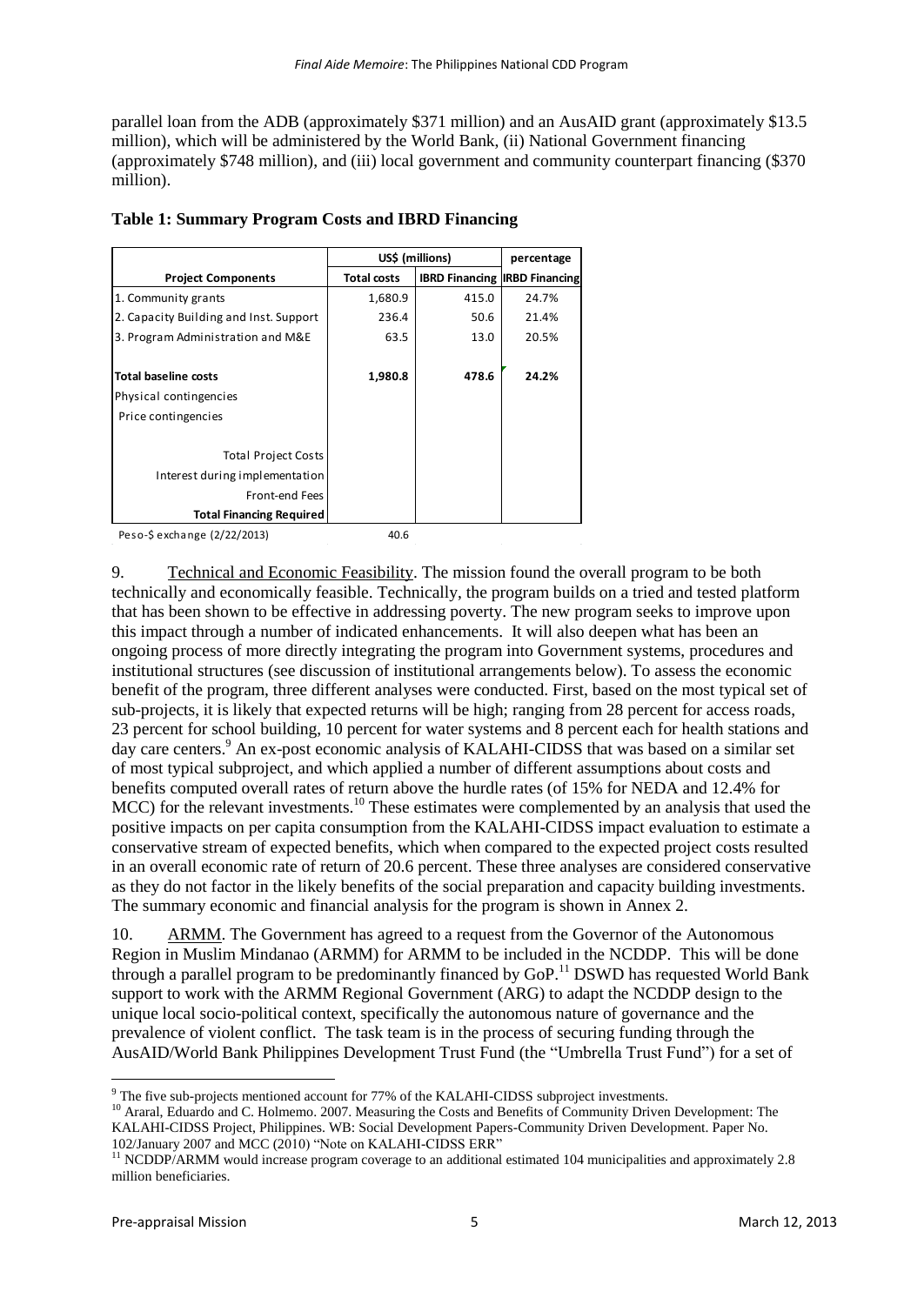parallel loan from the ADB (approximately \$371 million) and an AusAID grant (approximately \$13.5 million), which will be administered by the World Bank, (ii) National Government financing (approximately \$748 million), and (iii) local government and community counterpart financing (\$370 million).

**Table 1: Summary Program Costs and IBRD Financing**

| | US$ (millions) | | percentage |
|---|---|---|---|
| **Project Components** | **Total costs** | **IBRD Financing** | **IRBD Financing** |
| 1. Community grants | 1,680.9 | 415.0 | 24.7% |
| 2. Capacity Building and Inst. Support | 236.4 | 50.6 | 21.4% |
| 3. Program Administration and M&E | 63.5 | 13.0 | 20.5% |
| **Total baseline costs** | **1,980.8** | **478.6** | **24.2%** |
| Physical contingencies | | | |
| Price contingencies | | | |
| Total Project Costs | | | |
| Interest during implementation | | | |
| Front-end Fees | | | |
| **Total Financing Required** | | | |
| Peso-$ exchange (2/22/2013) | 40.6 | | |

9. Technical and Economic Feasibility. The mission found the overall program to be both technically and economically feasible. Technically, the program builds on a tried and tested platform that has been shown to be effective in addressing poverty. The new program seeks to improve upon this impact through a number of indicated enhancements. It will also deepen what has been an ongoing process of more directly integrating the program into Government systems, procedures and institutional structures (see discussion of institutional arrangements below). To assess the economic benefit of the program, three different analyses were conducted. First, based on the most typical set of sub-projects, it is likely that expected returns will be high; ranging from 28 percent for access roads, 23 percent for school building, 10 percent for water systems and 8 percent each for health stations and day care centers.[9] An ex-post economic analysis of KALAHI-CIDSS that was based on a similar set of most typical subproject, and which applied a number of different assumptions about costs and benefits computed overall rates of return above the hurdle rates (of 15% for NEDA and 12.4% for MCC) for the relevant investments.[10] These estimates were complemented by an analysis that used the positive impacts on per capita consumption from the KALAHI-CIDSS impact evaluation to estimate a conservative stream of expected benefits, which when compared to the expected project costs resulted in an overall economic rate of return of 20.6 percent. These three analyses are considered conservative as they do not factor in the likely benefits of the social preparation and capacity building investments. The summary economic and financial analysis for the program is shown in Annex 2.

10. ARMM. The Government has agreed to a request from the Governor of the Autonomous Region in Muslim Mindanao (ARMM) for ARMM to be included in the NCDDP. This will be done through a parallel program to be predominantly financed by GoP.[11] DSWD has requested World Bank support to work with the ARMM Regional Government (ARG) to adapt the NCDDP design to the unique local socio-political context, specifically the autonomous nature of governance and the prevalence of violent conflict. The task team is in the process of securing funding through the AusAID/World Bank Philippines Development Trust Fund (the "Umbrella Trust Fund") for a set of

---

[9] The five sub-projects mentioned account for 77% of the KALAHI-CIDSS subproject investments.

[10] Araral, Eduardo and C. Holmemo. 2007. Measuring the Costs and Benefits of Community Driven Development: The KALAHI-CIDSS Project, Philippines. WB: Social Development Papers-Community Driven Development. Paper No. 102/January 2007 and MCC (2010) "Note on KALAHI-CIDSS ERR"

[11] NCDDP/ARMM would increase program coverage to an additional estimated 104 municipalities and approximately 2.8 million beneficiaries.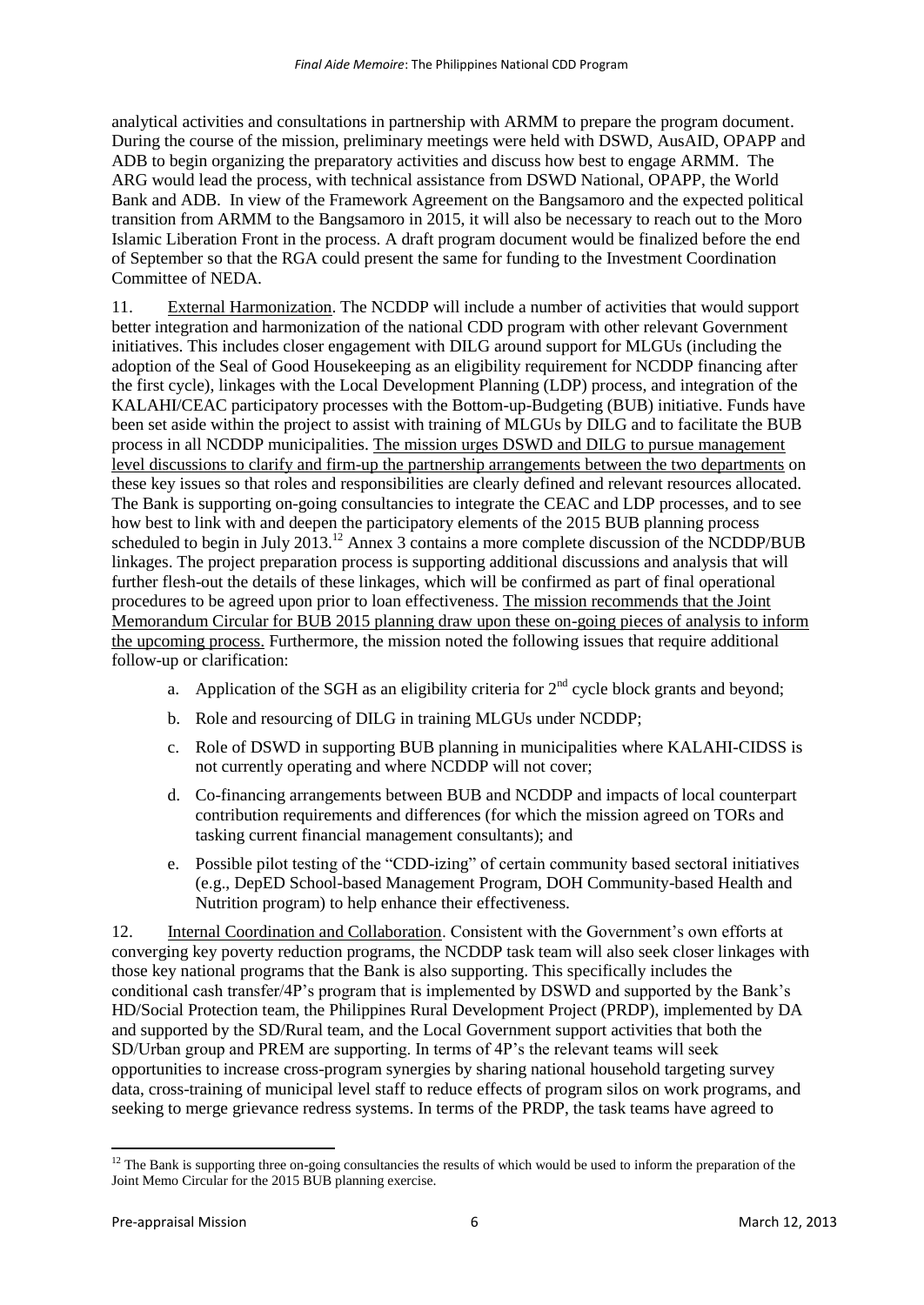analytical activities and consultations in partnership with ARMM to prepare the program document. During the course of the mission, preliminary meetings were held with DSWD, AusAID, OPAPP and ADB to begin organizing the preparatory activities and discuss how best to engage ARMM. The ARG would lead the process, with technical assistance from DSWD National, OPAPP, the World Bank and ADB. In view of the Framework Agreement on the Bangsamoro and the expected political transition from ARMM to the Bangsamoro in 2015, it will also be necessary to reach out to the Moro Islamic Liberation Front in the process. A draft program document would be finalized before the end of September so that the RGA could present the same for funding to the Investment Coordination Committee of NEDA.

11. External Harmonization. The NCDDP will include a number of activities that would support better integration and harmonization of the national CDD program with other relevant Government initiatives. This includes closer engagement with DILG around support for MLGUs (including the adoption of the Seal of Good Housekeeping as an eligibility requirement for NCDDP financing after the first cycle), linkages with the Local Development Planning (LDP) process, and integration of the KALAHI/CEAC participatory processes with the Bottom-up-Budgeting (BUB) initiative. Funds have been set aside within the project to assist with training of MLGUs by DILG and to facilitate the BUB process in all NCDDP municipalities. The mission urges DSWD and DILG to pursue management level discussions to clarify and firm-up the partnership arrangements between the two departments on these key issues so that roles and responsibilities are clearly defined and relevant resources allocated. The Bank is supporting on-going consultancies to integrate the CEAC and LDP processes, and to see how best to link with and deepen the participatory elements of the 2015 BUB planning process scheduled to begin in July 2013.[12] Annex 3 contains a more complete discussion of the NCDDP/BUB linkages. The project preparation process is supporting additional discussions and analysis that will further flesh-out the details of these linkages, which will be confirmed as part of final operational procedures to be agreed upon prior to loan effectiveness. The mission recommends that the Joint Memorandum Circular for BUB 2015 planning draw upon these on-going pieces of analysis to inform the upcoming process. Furthermore, the mission noted the following issues that require additional follow-up or clarification:

a. Application of the SGH as an eligibility criteria for 2nd cycle block grants and beyond;

b. Role and resourcing of DILG in training MLGUs under NCDDP;

c. Role of DSWD in supporting BUB planning in municipalities where KALAHI-CIDSS is not currently operating and where NCDDP will not cover;

d. Co-financing arrangements between BUB and NCDDP and impacts of local counterpart contribution requirements and differences (for which the mission agreed on TORs and tasking current financial management consultants); and

e. Possible pilot testing of the "CDD-izing" of certain community based sectoral initiatives (e.g., DepED School-based Management Program, DOH Community-based Health and Nutrition program) to help enhance their effectiveness.

12. Internal Coordination and Collaboration. Consistent with the Government's own efforts at converging key poverty reduction programs, the NCDDP task team will also seek closer linkages with those key national programs that the Bank is also supporting. This specifically includes the conditional cash transfer/4P's program that is implemented by DSWD and supported by the Bank's HD/Social Protection team, the Philippines Rural Development Project (PRDP), implemented by DA and supported by the SD/Rural team, and the Local Government support activities that both the SD/Urban group and PREM are supporting. In terms of 4P's the relevant teams will seek opportunities to increase cross-program synergies by sharing national household targeting survey data, cross-training of municipal level staff to reduce effects of program silos on work programs, and seeking to merge grievance redress systems. In terms of the PRDP, the task teams have agreed to

[12] The Bank is supporting three on-going consultancies the results of which would be used to inform the preparation of the Joint Memo Circular for the 2015 BUB planning exercise.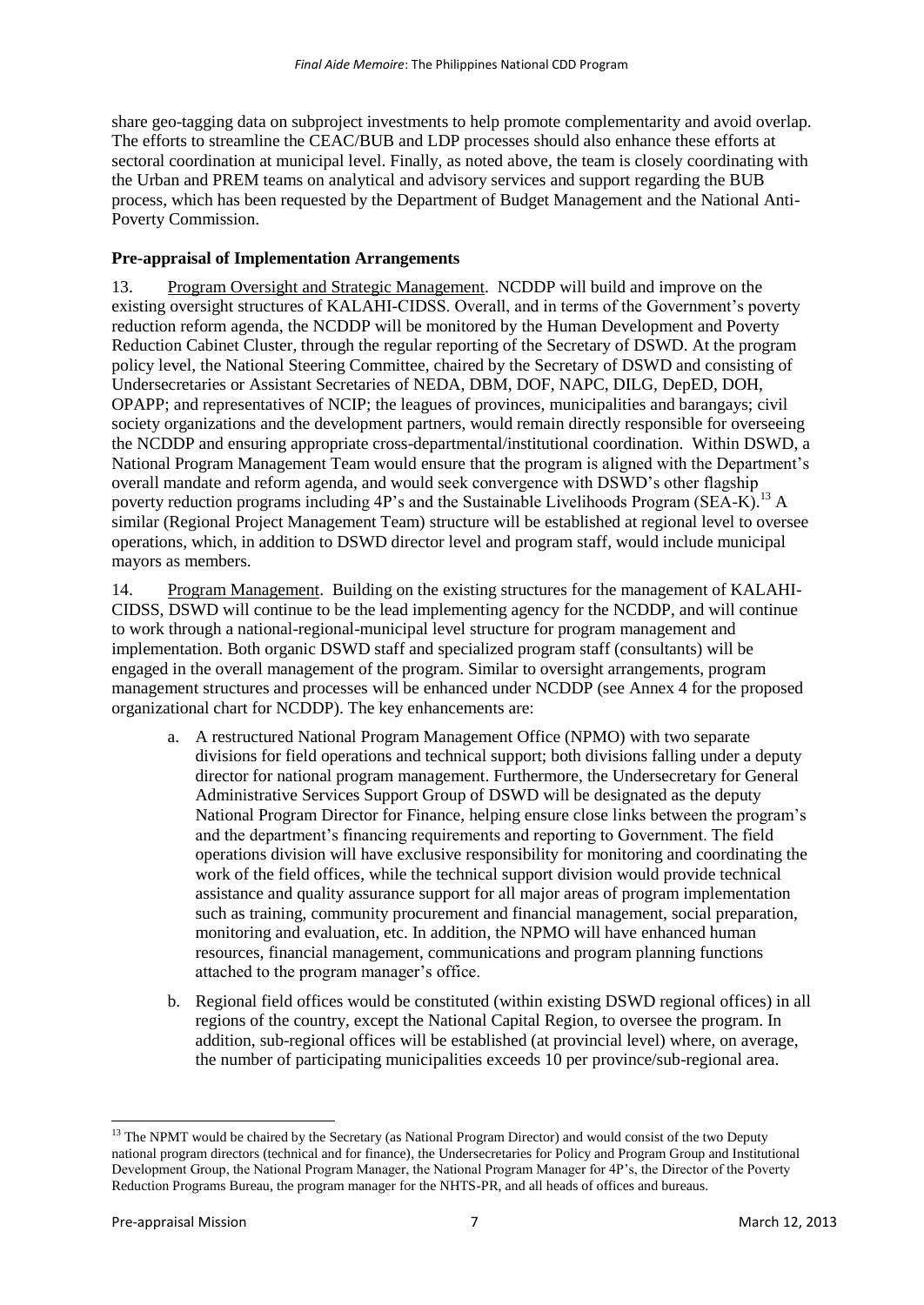share geo-tagging data on subproject investments to help promote complementarity and avoid overlap. The efforts to streamline the CEAC/BUB and LDP processes should also enhance these efforts at sectoral coordination at municipal level. Finally, as noted above, the team is closely coordinating with the Urban and PREM teams on analytical and advisory services and support regarding the BUB process, which has been requested by the Department of Budget Management and the National Anti-Poverty Commission.

**Pre-appraisal of Implementation Arrangements**

13. Program Oversight and Strategic Management. NCDDP will build and improve on the existing oversight structures of KALAHI-CIDSS. Overall, and in terms of the Government's poverty reduction reform agenda, the NCDDP will be monitored by the Human Development and Poverty Reduction Cabinet Cluster, through the regular reporting of the Secretary of DSWD. At the program policy level, the National Steering Committee, chaired by the Secretary of DSWD and consisting of Undersecretaries or Assistant Secretaries of NEDA, DBM, DOF, NAPC, DILG, DepED, DOH, OPAPP; and representatives of NCIP; the leagues of provinces, municipalities and barangays; civil society organizations and the development partners, would remain directly responsible for overseeing the NCDDP and ensuring appropriate cross-departmental/institutional coordination. Within DSWD, a National Program Management Team would ensure that the program is aligned with the Department's overall mandate and reform agenda, and would seek convergence with DSWD's other flagship poverty reduction programs including 4P's and the Sustainable Livelihoods Program (SEA-K).[13] A similar (Regional Project Management Team) structure will be established at regional level to oversee operations, which, in addition to DSWD director level and program staff, would include municipal mayors as members.

14. Program Management. Building on the existing structures for the management of KALAHI-CIDSS, DSWD will continue to be the lead implementing agency for the NCDDP, and will continue to work through a national-regional-municipal level structure for program management and implementation. Both organic DSWD staff and specialized program staff (consultants) will be engaged in the overall management of the program. Similar to oversight arrangements, program management structures and processes will be enhanced under NCDDP (see Annex 4 for the proposed organizational chart for NCDDP). The key enhancements are:

a. A restructured National Program Management Office (NPMO) with two separate divisions for field operations and technical support; both divisions falling under a deputy director for national program management. Furthermore, the Undersecretary for General Administrative Services Support Group of DSWD will be designated as the deputy National Program Director for Finance, helping ensure close links between the program's and the department's financing requirements and reporting to Government. The field operations division will have exclusive responsibility for monitoring and coordinating the work of the field offices, while the technical support division would provide technical assistance and quality assurance support for all major areas of program implementation such as training, community procurement and financial management, social preparation, monitoring and evaluation, etc. In addition, the NPMO will have enhanced human resources, financial management, communications and program planning functions attached to the program manager's office.

b. Regional field offices would be constituted (within existing DSWD regional offices) in all regions of the country, except the National Capital Region, to oversee the program. In addition, sub-regional offices will be established (at provincial level) where, on average, the number of participating municipalities exceeds 10 per province/sub-regional area.

---

[13] The NPMT would be chaired by the Secretary (as National Program Director) and would consist of the two Deputy national program directors (technical and for finance), the Undersecretaries for Policy and Program Group and Institutional Development Group, the National Program Manager, the National Program Manager for 4P's, the Director of the Poverty Reduction Programs Bureau, the program manager for the NHTS-PR, and all heads of offices and bureaus.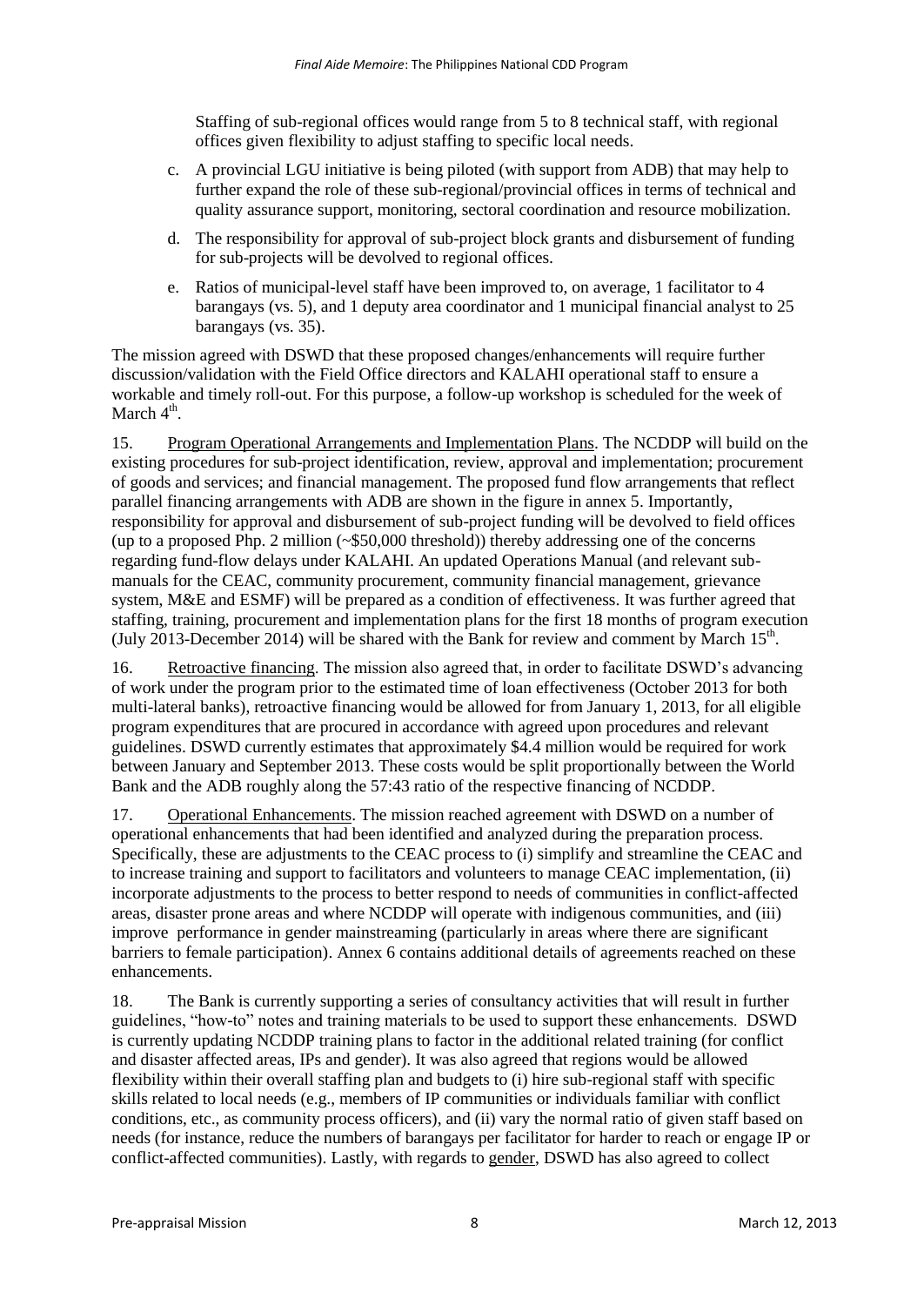Staffing of sub-regional offices would range from 5 to 8 technical staff, with regional offices given flexibility to adjust staffing to specific local needs.

c. A provincial LGU initiative is being piloted (with support from ADB) that may help to further expand the role of these sub-regional/provincial offices in terms of technical and quality assurance support, monitoring, sectoral coordination and resource mobilization.

d. The responsibility for approval of sub-project block grants and disbursement of funding for sub-projects will be devolved to regional offices.

e. Ratios of municipal-level staff have been improved to, on average, 1 facilitator to 4 barangays (vs. 5), and 1 deputy area coordinator and 1 municipal financial analyst to 25 barangays (vs. 35).

The mission agreed with DSWD that these proposed changes/enhancements will require further discussion/validation with the Field Office directors and KALAHI operational staff to ensure a workable and timely roll-out. For this purpose, a follow-up workshop is scheduled for the week of March 4th.

15. Program Operational Arrangements and Implementation Plans. The NCDDP will build on the existing procedures for sub-project identification, review, approval and implementation; procurement of goods and services; and financial management. The proposed fund flow arrangements that reflect parallel financing arrangements with ADB are shown in the figure in annex 5. Importantly, responsibility for approval and disbursement of sub-project funding will be devolved to field offices (up to a proposed Php. 2 million (~$50,000 threshold)) thereby addressing one of the concerns regarding fund-flow delays under KALAHI. An updated Operations Manual (and relevant sub-manuals for the CEAC, community procurement, community financial management, grievance system, M&E and ESMF) will be prepared as a condition of effectiveness. It was further agreed that staffing, training, procurement and implementation plans for the first 18 months of program execution (July 2013-December 2014) will be shared with the Bank for review and comment by March 15th.

16. Retroactive financing. The mission also agreed that, in order to facilitate DSWD's advancing of work under the program prior to the estimated time of loan effectiveness (October 2013 for both multi-lateral banks), retroactive financing would be allowed for from January 1, 2013, for all eligible program expenditures that are procured in accordance with agreed upon procedures and relevant guidelines. DSWD currently estimates that approximately $4.4 million would be required for work between January and September 2013. These costs would be split proportionally between the World Bank and the ADB roughly along the 57:43 ratio of the respective financing of NCDDP.

17. Operational Enhancements. The mission reached agreement with DSWD on a number of operational enhancements that had been identified and analyzed during the preparation process. Specifically, these are adjustments to the CEAC process to (i) simplify and streamline the CEAC and to increase training and support to facilitators and volunteers to manage CEAC implementation, (ii) incorporate adjustments to the process to better respond to needs of communities in conflict-affected areas, disaster prone areas and where NCDDP will operate with indigenous communities, and (iii) improve performance in gender mainstreaming (particularly in areas where there are significant barriers to female participation). Annex 6 contains additional details of agreements reached on these enhancements.

18. The Bank is currently supporting a series of consultancy activities that will result in further guidelines, "how-to" notes and training materials to be used to support these enhancements. DSWD is currently updating NCDDP training plans to factor in the additional related training (for conflict and disaster affected areas, IPs and gender). It was also agreed that regions would be allowed flexibility within their overall staffing plan and budgets to (i) hire sub-regional staff with specific skills related to local needs (e.g., members of IP communities or individuals familiar with conflict conditions, etc., as community process officers), and (ii) vary the normal ratio of given staff based on needs (for instance, reduce the numbers of barangays per facilitator for harder to reach or engage IP or conflict-affected communities). Lastly, with regards to gender, DSWD has also agreed to collect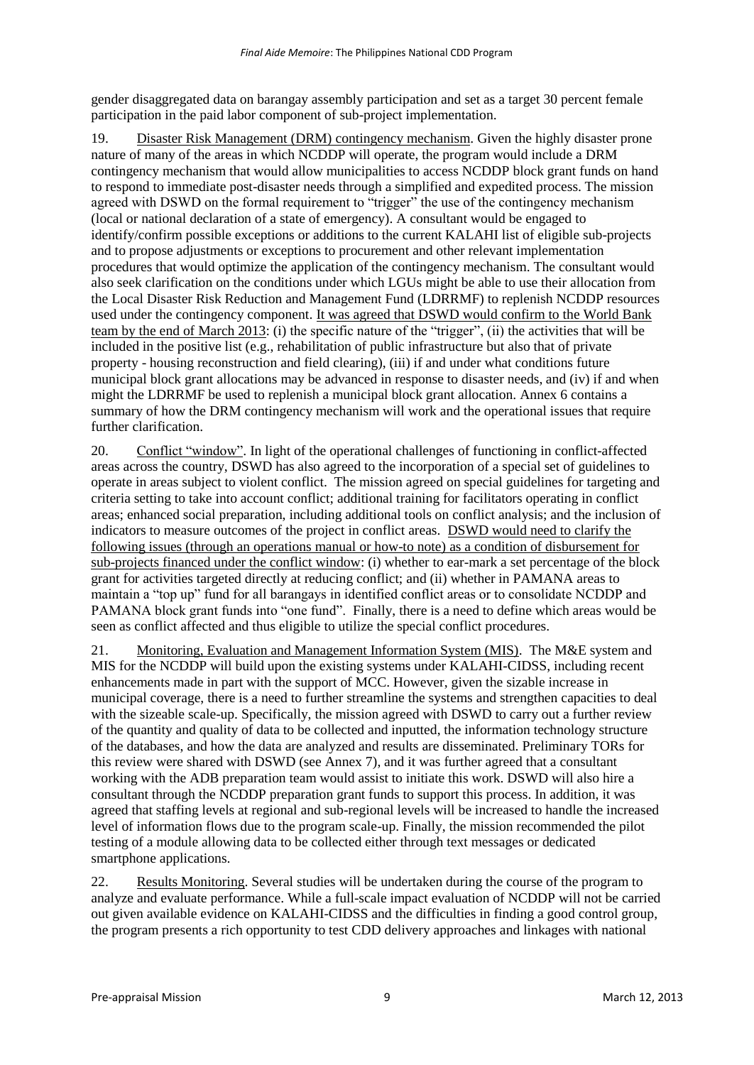gender disaggregated data on barangay assembly participation and set as a target 30 percent female participation in the paid labor component of sub-project implementation.

19. Disaster Risk Management (DRM) contingency mechanism. Given the highly disaster prone nature of many of the areas in which NCDDP will operate, the program would include a DRM contingency mechanism that would allow municipalities to access NCDDP block grant funds on hand to respond to immediate post-disaster needs through a simplified and expedited process. The mission agreed with DSWD on the formal requirement to "trigger" the use of the contingency mechanism (local or national declaration of a state of emergency). A consultant would be engaged to identify/confirm possible exceptions or additions to the current KALAHI list of eligible sub-projects and to propose adjustments or exceptions to procurement and other relevant implementation procedures that would optimize the application of the contingency mechanism. The consultant would also seek clarification on the conditions under which LGUs might be able to use their allocation from the Local Disaster Risk Reduction and Management Fund (LDRRMF) to replenish NCDDP resources used under the contingency component. It was agreed that DSWD would confirm to the World Bank team by the end of March 2013: (i) the specific nature of the "trigger", (ii) the activities that will be included in the positive list (e.g., rehabilitation of public infrastructure but also that of private property - housing reconstruction and field clearing), (iii) if and under what conditions future municipal block grant allocations may be advanced in response to disaster needs, and (iv) if and when might the LDRRMF be used to replenish a municipal block grant allocation. Annex 6 contains a summary of how the DRM contingency mechanism will work and the operational issues that require further clarification.

20. Conflict "window". In light of the operational challenges of functioning in conflict-affected areas across the country, DSWD has also agreed to the incorporation of a special set of guidelines to operate in areas subject to violent conflict. The mission agreed on special guidelines for targeting and criteria setting to take into account conflict; additional training for facilitators operating in conflict areas; enhanced social preparation, including additional tools on conflict analysis; and the inclusion of indicators to measure outcomes of the project in conflict areas. DSWD would need to clarify the following issues (through an operations manual or how-to note) as a condition of disbursement for sub-projects financed under the conflict window: (i) whether to ear-mark a set percentage of the block grant for activities targeted directly at reducing conflict; and (ii) whether in PAMANA areas to maintain a "top up" fund for all barangays in identified conflict areas or to consolidate NCDDP and PAMANA block grant funds into "one fund". Finally, there is a need to define which areas would be seen as conflict affected and thus eligible to utilize the special conflict procedures.

21. Monitoring, Evaluation and Management Information System (MIS). The M&E system and MIS for the NCDDP will build upon the existing systems under KALAHI-CIDSS, including recent enhancements made in part with the support of MCC. However, given the sizable increase in municipal coverage, there is a need to further streamline the systems and strengthen capacities to deal with the sizeable scale-up. Specifically, the mission agreed with DSWD to carry out a further review of the quantity and quality of data to be collected and inputted, the information technology structure of the databases, and how the data are analyzed and results are disseminated. Preliminary TORs for this review were shared with DSWD (see Annex 7), and it was further agreed that a consultant working with the ADB preparation team would assist to initiate this work. DSWD will also hire a consultant through the NCDDP preparation grant funds to support this process. In addition, it was agreed that staffing levels at regional and sub-regional levels will be increased to handle the increased level of information flows due to the program scale-up. Finally, the mission recommended the pilot testing of a module allowing data to be collected either through text messages or dedicated smartphone applications.

22. Results Monitoring. Several studies will be undertaken during the course of the program to analyze and evaluate performance. While a full-scale impact evaluation of NCDDP will not be carried out given available evidence on KALAHI-CIDSS and the difficulties in finding a good control group, the program presents a rich opportunity to test CDD delivery approaches and linkages with national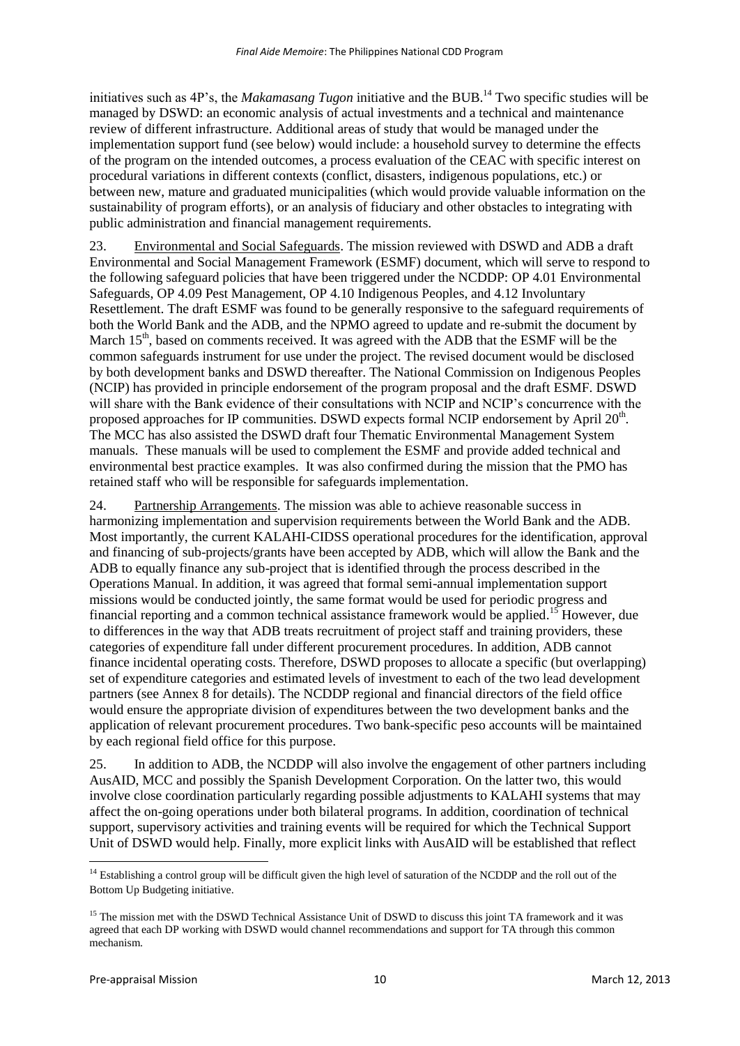initiatives such as 4P's, the *Makamasang Tugon* initiative and the BUB.[14] Two specific studies will be managed by DSWD: an economic analysis of actual investments and a technical and maintenance review of different infrastructure. Additional areas of study that would be managed under the implementation support fund (see below) would include: a household survey to determine the effects of the program on the intended outcomes, a process evaluation of the CEAC with specific interest on procedural variations in different contexts (conflict, disasters, indigenous populations, etc.) or between new, mature and graduated municipalities (which would provide valuable information on the sustainability of program efforts), or an analysis of fiduciary and other obstacles to integrating with public administration and financial management requirements.

23. Environmental and Social Safeguards. The mission reviewed with DSWD and ADB a draft Environmental and Social Management Framework (ESMF) document, which will serve to respond to the following safeguard policies that have been triggered under the NCDDP: OP 4.01 Environmental Safeguards, OP 4.09 Pest Management, OP 4.10 Indigenous Peoples, and 4.12 Involuntary Resettlement. The draft ESMF was found to be generally responsive to the safeguard requirements of both the World Bank and the ADB, and the NPMO agreed to update and re-submit the document by March 15th, based on comments received. It was agreed with the ADB that the ESMF will be the common safeguards instrument for use under the project. The revised document would be disclosed by both development banks and DSWD thereafter. The National Commission on Indigenous Peoples (NCIP) has provided in principle endorsement of the program proposal and the draft ESMF. DSWD will share with the Bank evidence of their consultations with NCIP and NCIP's concurrence with the proposed approaches for IP communities. DSWD expects formal NCIP endorsement by April 20th. The MCC has also assisted the DSWD draft four Thematic Environmental Management System manuals. These manuals will be used to complement the ESMF and provide added technical and environmental best practice examples. It was also confirmed during the mission that the PMO has retained staff who will be responsible for safeguards implementation.

24. Partnership Arrangements. The mission was able to achieve reasonable success in harmonizing implementation and supervision requirements between the World Bank and the ADB. Most importantly, the current KALAHI-CIDSS operational procedures for the identification, approval and financing of sub-projects/grants have been accepted by ADB, which will allow the Bank and the ADB to equally finance any sub-project that is identified through the process described in the Operations Manual. In addition, it was agreed that formal semi-annual implementation support missions would be conducted jointly, the same format would be used for periodic progress and financial reporting and a common technical assistance framework would be applied.[15] However, due to differences in the way that ADB treats recruitment of project staff and training providers, these categories of expenditure fall under different procurement procedures. In addition, ADB cannot finance incidental operating costs. Therefore, DSWD proposes to allocate a specific (but overlapping) set of expenditure categories and estimated levels of investment to each of the two lead development partners (see Annex 8 for details). The NCDDP regional and financial directors of the field office would ensure the appropriate division of expenditures between the two development banks and the application of relevant procurement procedures. Two bank-specific peso accounts will be maintained by each regional field office for this purpose.

25. In addition to ADB, the NCDDP will also involve the engagement of other partners including AusAID, MCC and possibly the Spanish Development Corporation. On the latter two, this would involve close coordination particularly regarding possible adjustments to KALAHI systems that may affect the on-going operations under both bilateral programs. In addition, coordination of technical support, supervisory activities and training events will be required for which the Technical Support Unit of DSWD would help. Finally, more explicit links with AusAID will be established that reflect

---

[14] Establishing a control group will be difficult given the high level of saturation of the NCDDP and the roll out of the Bottom Up Budgeting initiative.

[15] The mission met with the DSWD Technical Assistance Unit of DSWD to discuss this joint TA framework and it was agreed that each DP working with DSWD would channel recommendations and support for TA through this common mechanism.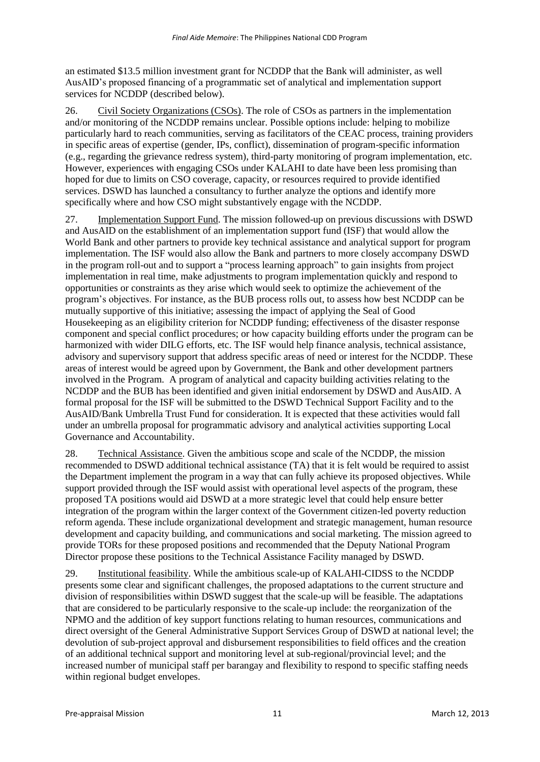an estimated $13.5 million investment grant for NCDDP that the Bank will administer, as well AusAID's proposed financing of a programmatic set of analytical and implementation support services for NCDDP (described below).

26. Civil Society Organizations (CSOs). The role of CSOs as partners in the implementation and/or monitoring of the NCDDP remains unclear. Possible options include: helping to mobilize particularly hard to reach communities, serving as facilitators of the CEAC process, training providers in specific areas of expertise (gender, IPs, conflict), dissemination of program-specific information (e.g., regarding the grievance redress system), third-party monitoring of program implementation, etc. However, experiences with engaging CSOs under KALAHI to date have been less promising than hoped for due to limits on CSO coverage, capacity, or resources required to provide identified services. DSWD has launched a consultancy to further analyze the options and identify more specifically where and how CSO might substantively engage with the NCDDP.

27. Implementation Support Fund. The mission followed-up on previous discussions with DSWD and AusAID on the establishment of an implementation support fund (ISF) that would allow the World Bank and other partners to provide key technical assistance and analytical support for program implementation. The ISF would also allow the Bank and partners to more closely accompany DSWD in the program roll-out and to support a "process learning approach" to gain insights from project implementation in real time, make adjustments to program implementation quickly and respond to opportunities or constraints as they arise which would seek to optimize the achievement of the program's objectives. For instance, as the BUB process rolls out, to assess how best NCDDP can be mutually supportive of this initiative; assessing the impact of applying the Seal of Good Housekeeping as an eligibility criterion for NCDDP funding; effectiveness of the disaster response component and special conflict procedures; or how capacity building efforts under the program can be harmonized with wider DILG efforts, etc. The ISF would help finance analysis, technical assistance, advisory and supervisory support that address specific areas of need or interest for the NCDDP. These areas of interest would be agreed upon by Government, the Bank and other development partners involved in the Program. A program of analytical and capacity building activities relating to the NCDDP and the BUB has been identified and given initial endorsement by DSWD and AusAID. A formal proposal for the ISF will be submitted to the DSWD Technical Support Facility and to the AusAID/Bank Umbrella Trust Fund for consideration. It is expected that these activities would fall under an umbrella proposal for programmatic advisory and analytical activities supporting Local Governance and Accountability.

28. Technical Assistance. Given the ambitious scope and scale of the NCDDP, the mission recommended to DSWD additional technical assistance (TA) that it is felt would be required to assist the Department implement the program in a way that can fully achieve its proposed objectives. While support provided through the ISF would assist with operational level aspects of the program, these proposed TA positions would aid DSWD at a more strategic level that could help ensure better integration of the program within the larger context of the Government citizen-led poverty reduction reform agenda. These include organizational development and strategic management, human resource development and capacity building, and communications and social marketing. The mission agreed to provide TORs for these proposed positions and recommended that the Deputy National Program Director propose these positions to the Technical Assistance Facility managed by DSWD.

29. Institutional feasibility. While the ambitious scale-up of KALAHI-CIDSS to the NCDDP presents some clear and significant challenges, the proposed adaptations to the current structure and division of responsibilities within DSWD suggest that the scale-up will be feasible. The adaptations that are considered to be particularly responsive to the scale-up include: the reorganization of the NPMO and the addition of key support functions relating to human resources, communications and direct oversight of the General Administrative Support Services Group of DSWD at national level; the devolution of sub-project approval and disbursement responsibilities to field offices and the creation of an additional technical support and monitoring level at sub-regional/provincial level; and the increased number of municipal staff per barangay and flexibility to respond to specific staffing needs within regional budget envelopes.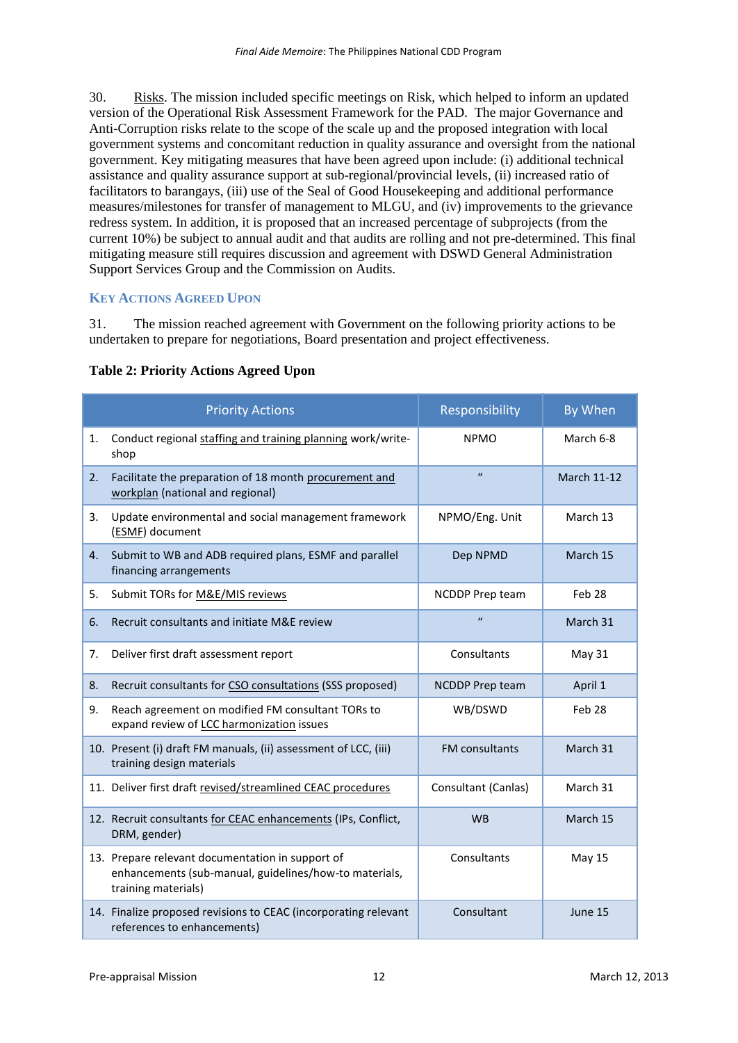30. Risks. The mission included specific meetings on Risk, which helped to inform an updated version of the Operational Risk Assessment Framework for the PAD. The major Governance and Anti-Corruption risks relate to the scope of the scale up and the proposed integration with local government systems and concomitant reduction in quality assurance and oversight from the national government. Key mitigating measures that have been agreed upon include: (i) additional technical assistance and quality assurance support at sub-regional/provincial levels, (ii) increased ratio of facilitators to barangays, (iii) use of the Seal of Good Housekeeping and additional performance measures/milestones for transfer of management to MLGU, and (iv) improvements to the grievance redress system. In addition, it is proposed that an increased percentage of subprojects (from the current 10%) be subject to annual audit and that audits are rolling and not pre-determined. This final mitigating measure still requires discussion and agreement with DSWD General Administration Support Services Group and the Commission on Audits.

### KEY ACTIONS AGREED UPON

31. The mission reached agreement with Government on the following priority actions to be undertaken to prepare for negotiations, Board presentation and project effectiveness.

**Table 2: Priority Actions Agreed Upon**

| Priority Actions | Responsibility | By When |
|---|---|---|
| 1. Conduct regional staffing and training planning work/write-shop | NPMO | March 6-8 |
| 2. Facilitate the preparation of 18 month procurement and workplan (national and regional) | " | March 11-12 |
| 3. Update environmental and social management framework (ESMF) document | NPMO/Eng. Unit | March 13 |
| 4. Submit to WB and ADB required plans, ESMF and parallel financing arrangements | Dep NPMD | March 15 |
| 5. Submit TORs for M&E/MIS reviews | NCDDP Prep team | Feb 28 |
| 6. Recruit consultants and initiate M&E review | " | March 31 |
| 7. Deliver first draft assessment report | Consultants | May 31 |
| 8. Recruit consultants for CSO consultations (SSS proposed) | NCDDP Prep team | April 1 |
| 9. Reach agreement on modified FM consultant TORs to expand review of LCC harmonization issues | WB/DSWD | Feb 28 |
| 10. Present (i) draft FM manuals, (ii) assessment of LCC, (iii) training design materials | FM consultants | March 31 |
| 11. Deliver first draft revised/streamlined CEAC procedures | Consultant (Canlas) | March 31 |
| 12. Recruit consultants for CEAC enhancements (IPs, Conflict, DRM, gender) | WB | March 15 |
| 13. Prepare relevant documentation in support of enhancements (sub-manual, guidelines/how-to materials, training materials) | Consultants | May 15 |
| 14. Finalize proposed revisions to CEAC (incorporating relevant references to enhancements) | Consultant | June 15 |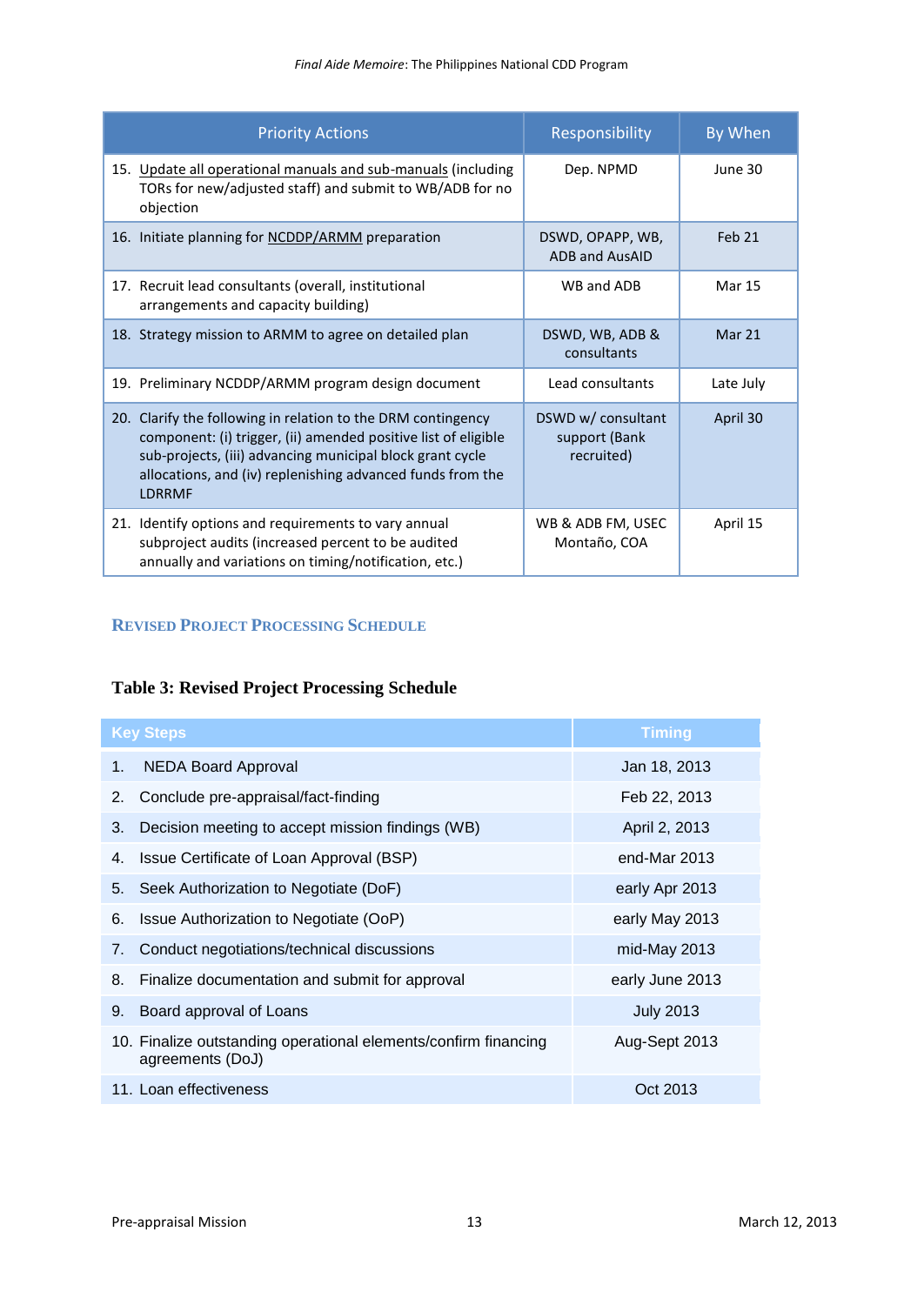| Priority Actions | Responsibility | By When |
|---|---|---|
| 15. Update all operational manuals and sub-manuals (including TORs for new/adjusted staff) and submit to WB/ADB for no objection | Dep. NPMD | June 30 |
| 16. Initiate planning for NCDDP/ARMM preparation | DSWD, OPAPP, WB, ADB and AusAID | Feb 21 |
| 17. Recruit lead consultants (overall, institutional arrangements and capacity building) | WB and ADB | Mar 15 |
| 18. Strategy mission to ARMM to agree on detailed plan | DSWD, WB, ADB & consultants | Mar 21 |
| 19. Preliminary NCDDP/ARMM program design document | Lead consultants | Late July |
| 20. Clarify the following in relation to the DRM contingency component: (i) trigger, (ii) amended positive list of eligible sub-projects, (iii) advancing municipal block grant cycle allocations, and (iv) replenishing advanced funds from the LDRRMF | DSWD w/ consultant support (Bank recruited) | April 30 |
| 21. Identify options and requirements to vary annual subproject audits (increased percent to be audited annually and variations on timing/notification, etc.) | WB & ADB FM, USEC Montaño, COA | April 15 |

## Revised Project Processing Schedule

**Table 3: Revised Project Processing Schedule**

| Key Steps | Timing |
|---|---|
| 1. NEDA Board Approval | Jan 18, 2013 |
| 2. Conclude pre-appraisal/fact-finding | Feb 22, 2013 |
| 3. Decision meeting to accept mission findings (WB) | April 2, 2013 |
| 4. Issue Certificate of Loan Approval (BSP) | end-Mar 2013 |
| 5. Seek Authorization to Negotiate (DoF) | early Apr 2013 |
| 6. Issue Authorization to Negotiate (OoP) | early May 2013 |
| 7. Conduct negotiations/technical discussions | mid-May 2013 |
| 8. Finalize documentation and submit for approval | early June 2013 |
| 9. Board approval of Loans | July 2013 |
| 10. Finalize outstanding operational elements/confirm financing agreements (DoJ) | Aug-Sept 2013 |
| 11. Loan effectiveness | Oct 2013 |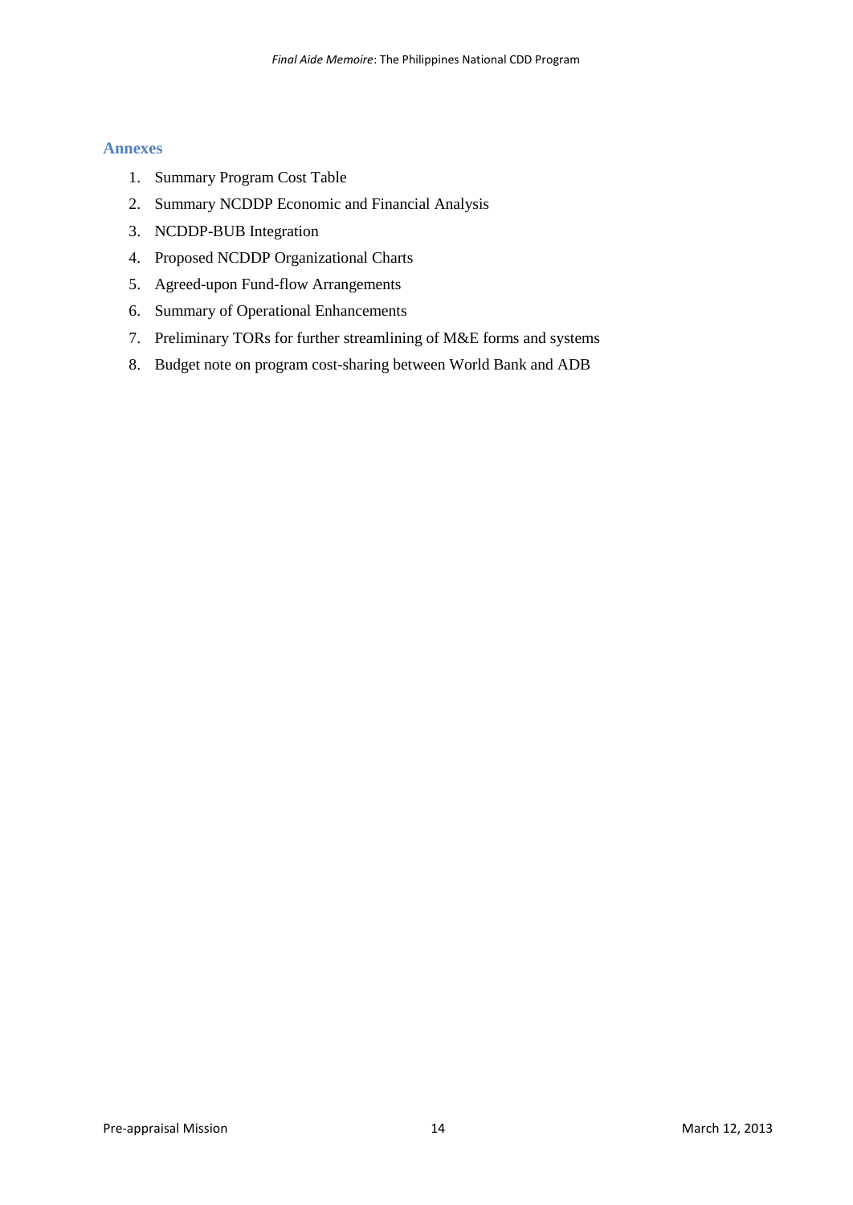## Annexes

1. Summary Program Cost Table
2. Summary NCDDP Economic and Financial Analysis
3. NCDDP-BUB Integration
4. Proposed NCDDP Organizational Charts
5. Agreed-upon Fund-flow Arrangements
6. Summary of Operational Enhancements
7. Preliminary TORs for further streamlining of M&E forms and systems
8. Budget note on program cost-sharing between World Bank and ADB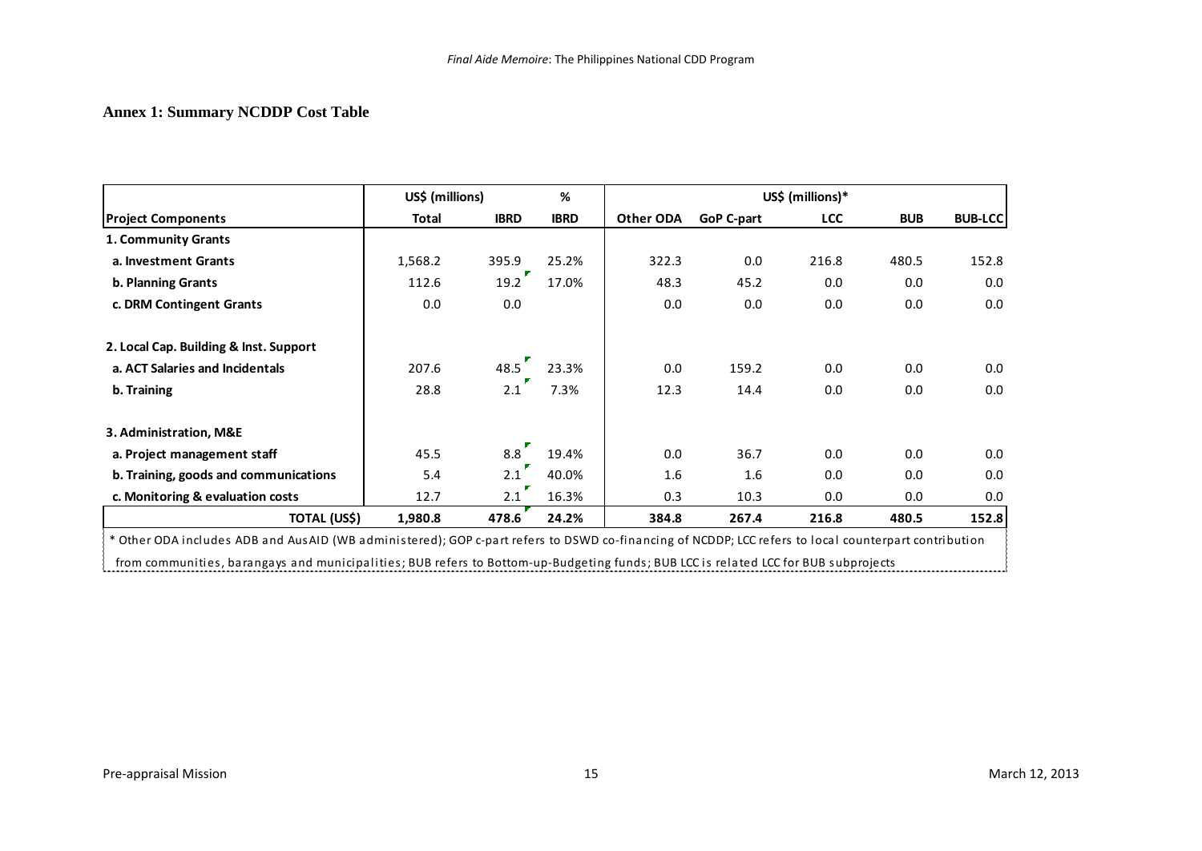## Annex 1: Summary NCDDP Cost Table

| | US$ (millions) | | % | US$ (millions)* | | | | |
|---|---|---|---|---|---|---|---|---|
| **Project Components** | **Total** | **IBRD** | **IBRD** | **Other ODA** | **GoP C-part** | **LCC** | **BUB** | **BUB-LCC** |
| **1. Community Grants** | | | | | | | | |
| **a. Investment Grants** | 1,568.2 | 395.9 | 25.2% | 322.3 | 0.0 | 216.8 | 480.5 | 152.8 |
| **b. Planning Grants** | 112.6 | 19.2 | 17.0% | 48.3 | 45.2 | 0.0 | 0.0 | 0.0 |
| **c. DRM Contingent Grants** | 0.0 | 0.0 | | 0.0 | 0.0 | 0.0 | 0.0 | 0.0 |
| **2. Local Cap. Building & Inst. Support** | | | | | | | | |
| **a. ACT Salaries and Incidentals** | 207.6 | 48.5 | 23.3% | 0.0 | 159.2 | 0.0 | 0.0 | 0.0 |
| **b. Training** | 28.8 | 2.1 | 7.3% | 12.3 | 14.4 | 0.0 | 0.0 | 0.0 |
| **3. Administration, M&E** | | | | | | | | |
| **a. Project management staff** | 45.5 | 8.8 | 19.4% | 0.0 | 36.7 | 0.0 | 0.0 | 0.0 |
| **b. Training, goods and communications** | 5.4 | 2.1 | 40.0% | 1.6 | 1.6 | 0.0 | 0.0 | 0.0 |
| **c. Monitoring & evaluation costs** | 12.7 | 2.1 | 16.3% | 0.3 | 10.3 | 0.0 | 0.0 | 0.0 |
| **TOTAL (US$)** | **1,980.8** | **478.6** | **24.2%** | **384.8** | **267.4** | **216.8** | **480.5** | **152.8** |

* Other ODA includes ADB and AusAID (WB administered); GOP c-part refers to DSWD co-financing of NCDDP; LCC refers to local counterpart contribution from communities, barangays and municipalities; BUB refers to Bottom-up-Budgeting funds; BUB LCC is related LCC for BUB subprojects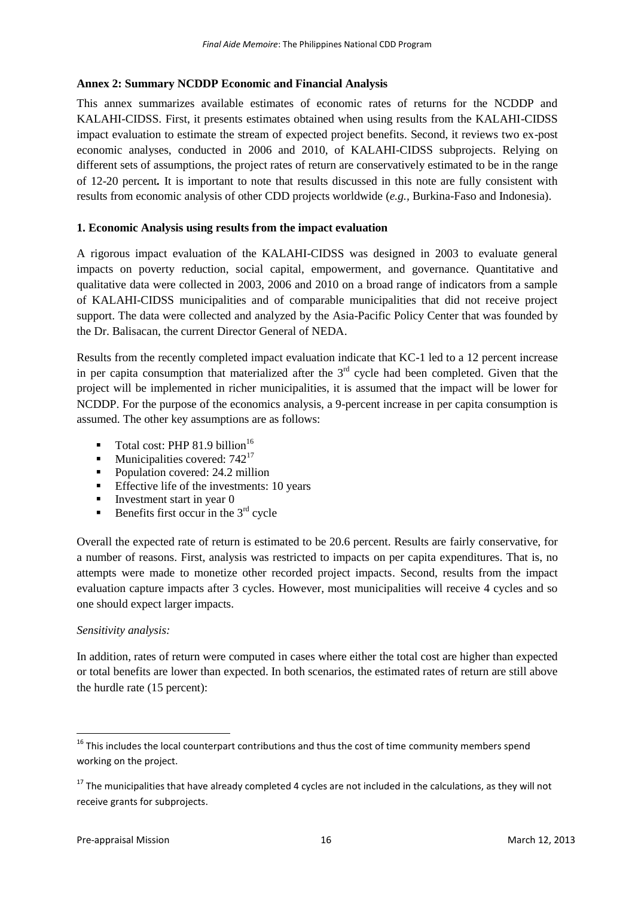**Annex 2: Summary NCDDP Economic and Financial Analysis**

This annex summarizes available estimates of economic rates of returns for the NCDDP and KALAHI-CIDSS. First, it presents estimates obtained when using results from the KALAHI-CIDSS impact evaluation to estimate the stream of expected project benefits. Second, it reviews two ex-post economic analyses, conducted in 2006 and 2010, of KALAHI-CIDSS subprojects. Relying on different sets of assumptions, the project rates of return are conservatively estimated to be in the range of 12-20 percent**.** It is important to note that results discussed in this note are fully consistent with results from economic analysis of other CDD projects worldwide (*e.g.*, Burkina-Faso and Indonesia).

**1. Economic Analysis using results from the impact evaluation**

A rigorous impact evaluation of the KALAHI-CIDSS was designed in 2003 to evaluate general impacts on poverty reduction, social capital, empowerment, and governance. Quantitative and qualitative data were collected in 2003, 2006 and 2010 on a broad range of indicators from a sample of KALAHI-CIDSS municipalities and of comparable municipalities that did not receive project support. The data were collected and analyzed by the Asia-Pacific Policy Center that was founded by the Dr. Balisacan, the current Director General of NEDA.

Results from the recently completed impact evaluation indicate that KC-1 led to a 12 percent increase in per capita consumption that materialized after the 3rd cycle had been completed. Given that the project will be implemented in richer municipalities, it is assumed that the impact will be lower for NCDDP. For the purpose of the economics analysis, a 9-percent increase in per capita consumption is assumed. The other key assumptions are as follows:

- Total cost: PHP 81.9 billion[16]
- Municipalities covered: 742[17]
- Population covered: 24.2 million
- Effective life of the investments: 10 years
- Investment start in year 0
- Benefits first occur in the 3rd cycle

Overall the expected rate of return is estimated to be 20.6 percent. Results are fairly conservative, for a number of reasons. First, analysis was restricted to impacts on per capita expenditures. That is, no attempts were made to monetize other recorded project impacts. Second, results from the impact evaluation capture impacts after 3 cycles. However, most municipalities will receive 4 cycles and so one should expect larger impacts.

*Sensitivity analysis:*

In addition, rates of return were computed in cases where either the total cost are higher than expected or total benefits are lower than expected. In both scenarios, the estimated rates of return are still above the hurdle rate (15 percent):

[16] This includes the local counterpart contributions and thus the cost of time community members spend working on the project.

[17] The municipalities that have already completed 4 cycles are not included in the calculations, as they will not receive grants for subprojects.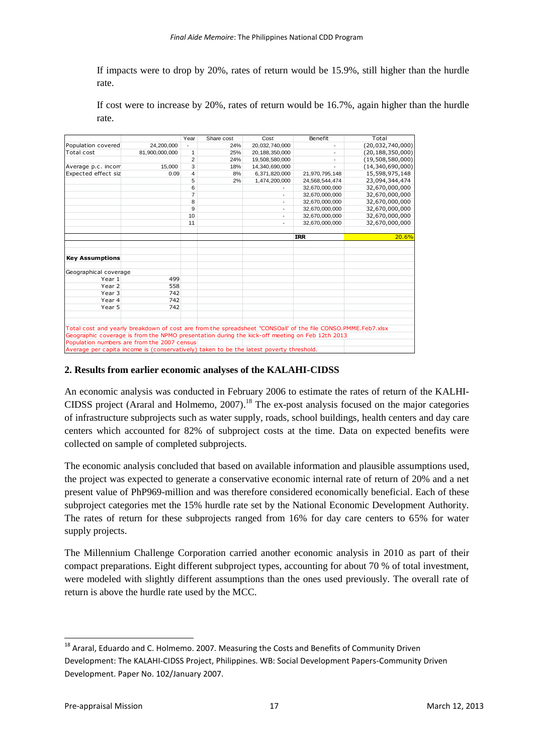If impacts were to drop by 20%, rates of return would be 15.9%, still higher than the hurdle rate.

If cost were to increase by 20%, rates of return would be 16.7%, again higher than the hurdle rate.

| | | Year | Share cost | Cost | Benefit | Total |
|---|---|---|---|---|---|---|
| Population covered | 24,200,000 | - | 24% | 20,032,740,000 | - | (20,032,740,000) |
| Total cost | 81,900,000,000 | 1 | 25% | 20,188,350,000 | - | (20,188,350,000) |
| | | 2 | 24% | 19,508,580,000 | - | (19,508,580,000) |
| Average p.c. incom | 15,000 | 3 | 18% | 14,340,690,000 | - | (14,340,690,000) |
| Expected effect siz | 0.09 | 4 | 8% | 6,371,820,000 | 21,970,795,148 | 15,598,975,148 |
| | | 5 | 2% | 1,474,200,000 | 24,568,544,474 | 23,094,344,474 |
| | | 6 | | - | 32,670,000,000 | 32,670,000,000 |
| | | 7 | | - | 32,670,000,000 | 32,670,000,000 |
| | | 8 | | - | 32,670,000,000 | 32,670,000,000 |
| | | 9 | | - | 32,670,000,000 | 32,670,000,000 |
| | | 10 | | - | 32,670,000,000 | 32,670,000,000 |
| | | 11 | | - | 32,670,000,000 | 32,670,000,000 |
| | | | | | **IRR** | 20.6% |
| **Key Assumptions** | | | | | | |
| Geographical coverage | | | | | | |
| Year 1 | 499 | | | | | |
| Year 2 | 558 | | | | | |
| Year 3 | 742 | | | | | |
| Year 4 | 742 | | | | | |
| Year 5 | 742 | | | | | |

Total cost and yearly breakdown of cost are from the spreadsheet "CONSOall" of the file CONSO.PMME.Feb7.xlsx
Geographic coverage is from the NPMO presentation during the kick-off meeting on Feb 12th 2013
Population numbers are from the 2007 census
Average per capita income is (conservatively) taken to be the latest poverty threshold.

## 2. Results from earlier economic analyses of the KALAHI-CIDSS

An economic analysis was conducted in February 2006 to estimate the rates of return of the KALHI-CIDSS project (Araral and Holmemo, 2007).[18] The ex-post analysis focused on the major categories of infrastructure subprojects such as water supply, roads, school buildings, health centers and day care centers which accounted for 82% of subproject costs at the time. Data on expected benefits were collected on sample of completed subprojects.

The economic analysis concluded that based on available information and plausible assumptions used, the project was expected to generate a conservative economic internal rate of return of 20% and a net present value of PhP969-million and was therefore considered economically beneficial. Each of these subproject categories met the 15% hurdle rate set by the National Economic Development Authority. The rates of return for these subprojects ranged from 16% for day care centers to 65% for water supply projects.

The Millennium Challenge Corporation carried another economic analysis in 2010 as part of their compact preparations. Eight different subproject types, accounting for about 70 % of total investment, were modeled with slightly different assumptions than the ones used previously. The overall rate of return is above the hurdle rate used by the MCC.

[18] Araral, Eduardo and C. Holmemo. 2007. Measuring the Costs and Benefits of Community Driven Development: The KALAHI-CIDSS Project, Philippines. WB: Social Development Papers-Community Driven Development. Paper No. 102/January 2007.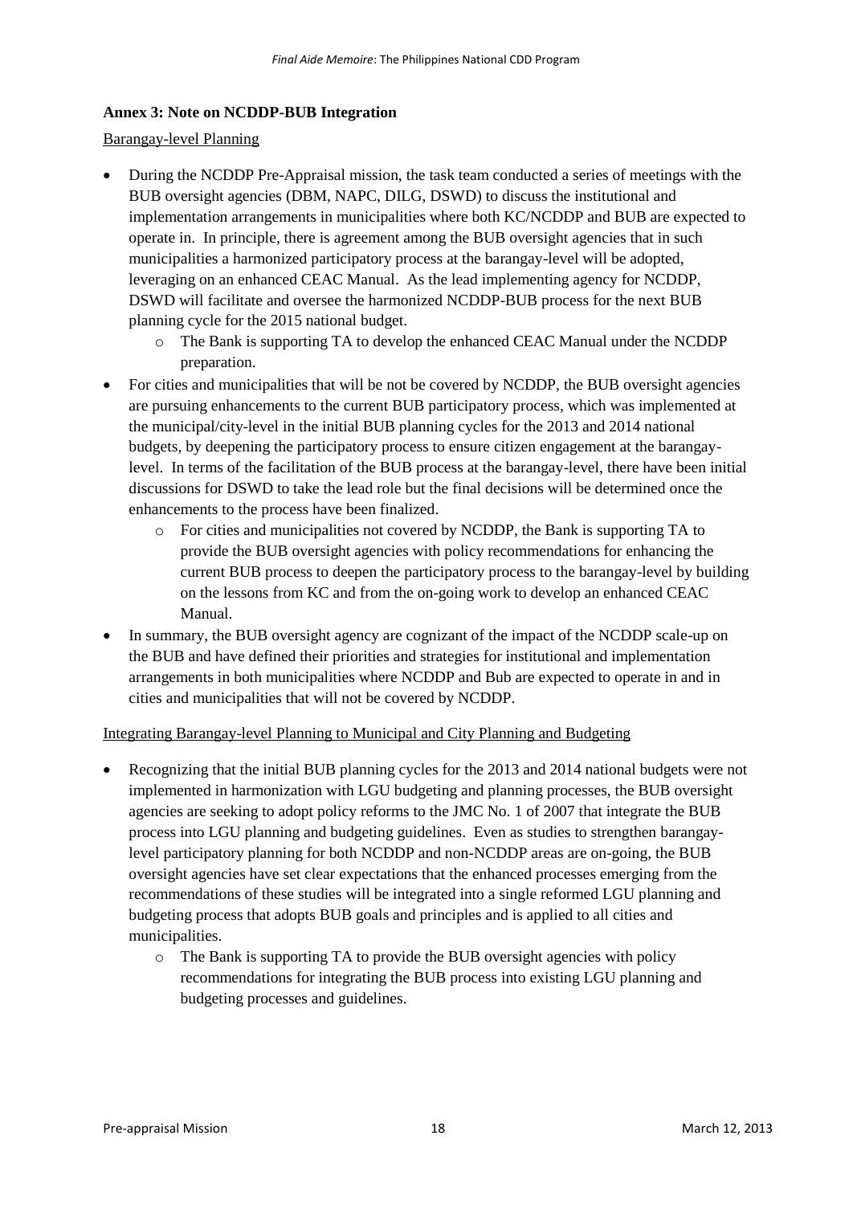**Annex 3: Note on NCDDP-BUB Integration**

Barangay-level Planning

- During the NCDDP Pre-Appraisal mission, the task team conducted a series of meetings with the BUB oversight agencies (DBM, NAPC, DILG, DSWD) to discuss the institutional and implementation arrangements in municipalities where both KC/NCDDP and BUB are expected to operate in. In principle, there is agreement among the BUB oversight agencies that in such municipalities a harmonized participatory process at the barangay-level will be adopted, leveraging on an enhanced CEAC Manual. As the lead implementing agency for NCDDP, DSWD will facilitate and oversee the harmonized NCDDP-BUB process for the next BUB planning cycle for the 2015 national budget.
  - The Bank is supporting TA to develop the enhanced CEAC Manual under the NCDDP preparation.
- For cities and municipalities that will be not be covered by NCDDP, the BUB oversight agencies are pursuing enhancements to the current BUB participatory process, which was implemented at the municipal/city-level in the initial BUB planning cycles for the 2013 and 2014 national budgets, by deepening the participatory process to ensure citizen engagement at the barangay-level. In terms of the facilitation of the BUB process at the barangay-level, there have been initial discussions for DSWD to take the lead role but the final decisions will be determined once the enhancements to the process have been finalized.
  - For cities and municipalities not covered by NCDDP, the Bank is supporting TA to provide the BUB oversight agencies with policy recommendations for enhancing the current BUB process to deepen the participatory process to the barangay-level by building on the lessons from KC and from the on-going work to develop an enhanced CEAC Manual.
- In summary, the BUB oversight agency are cognizant of the impact of the NCDDP scale-up on the BUB and have defined their priorities and strategies for institutional and implementation arrangements in both municipalities where NCDDP and Bub are expected to operate in and in cities and municipalities that will not be covered by NCDDP.

Integrating Barangay-level Planning to Municipal and City Planning and Budgeting

- Recognizing that the initial BUB planning cycles for the 2013 and 2014 national budgets were not implemented in harmonization with LGU budgeting and planning processes, the BUB oversight agencies are seeking to adopt policy reforms to the JMC No. 1 of 2007 that integrate the BUB process into LGU planning and budgeting guidelines. Even as studies to strengthen barangay-level participatory planning for both NCDDP and non-NCDDP areas are on-going, the BUB oversight agencies have set clear expectations that the enhanced processes emerging from the recommendations of these studies will be integrated into a single reformed LGU planning and budgeting process that adopts BUB goals and principles and is applied to all cities and municipalities.
  - The Bank is supporting TA to provide the BUB oversight agencies with policy recommendations for integrating the BUB process into existing LGU planning and budgeting processes and guidelines.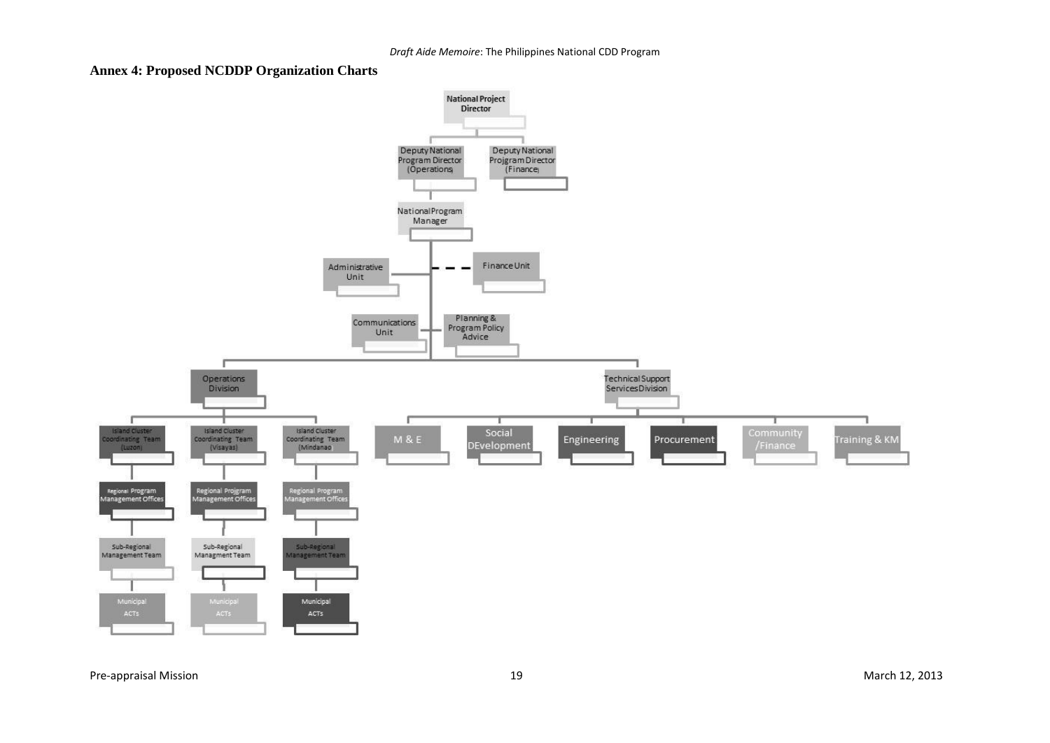## Annex 4: Proposed NCDDP Organization Charts

- National Project Director
  - Deputy National Program Director (Operations)
    - National Program Manager
      - Administrative Unit
      - Finance Unit
      - Communications Unit
      - Planning & Program Policy Advice
      - Operations Division
        - Island Cluster Coordinating Team (Luzon)
          - Regional Program Management Offices
            - Sub-Regional Management Team
              - Municipal ACTs
        - Island Cluster Coordinating Team (Visayas)
          - Regional Projgram Management Offices
            - Sub-Regional Managment Team
              - Municipal ACTs
        - Island Cluster Coordinating Team (Mindanao
          - Regional Program Management Offices
            - Sub-Regional Management Team
              - Municipal ACTs
      - Technical Support Services Division
        - M & E
        - Social DEvelopment
        - Engineering
        - Procurement
        - Community /Finance
        - Training & KM
  - Deputy National Projgram Director (Finance)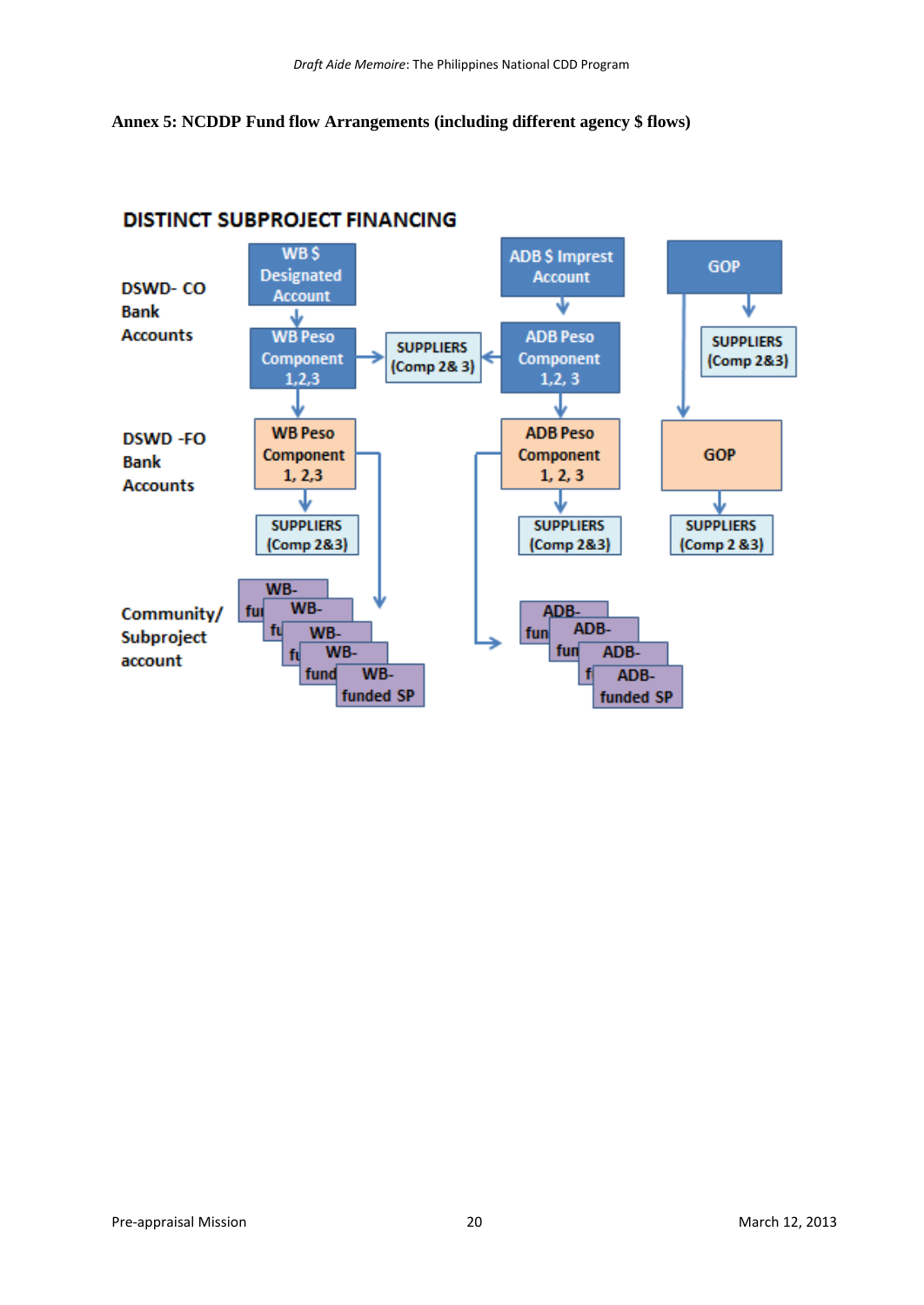**Annex 5: NCDDP Fund flow Arrangements (including different agency $ flows)**

DISTINCT SUBPROJECT FINANCING

DSWD- CO Bank Accounts

WB $ Designated Account

WB Peso Component 1,2,3

SUPPLIERS (Comp 2& 3)

ADB $ Imprest Account

ADB Peso Component 1,2, 3

GOP

SUPPLIERS (Comp 2&3)

DSWD -FO Bank Accounts

WB Peso Component 1, 2,3

SUPPLIERS (Comp 2&3)

ADB Peso Component 1, 2, 3

SUPPLIERS (Comp 2&3)

GOP

SUPPLIERS (Comp 2 &3)

Community/ Subproject account

WB-funded SP

ADB-funded SP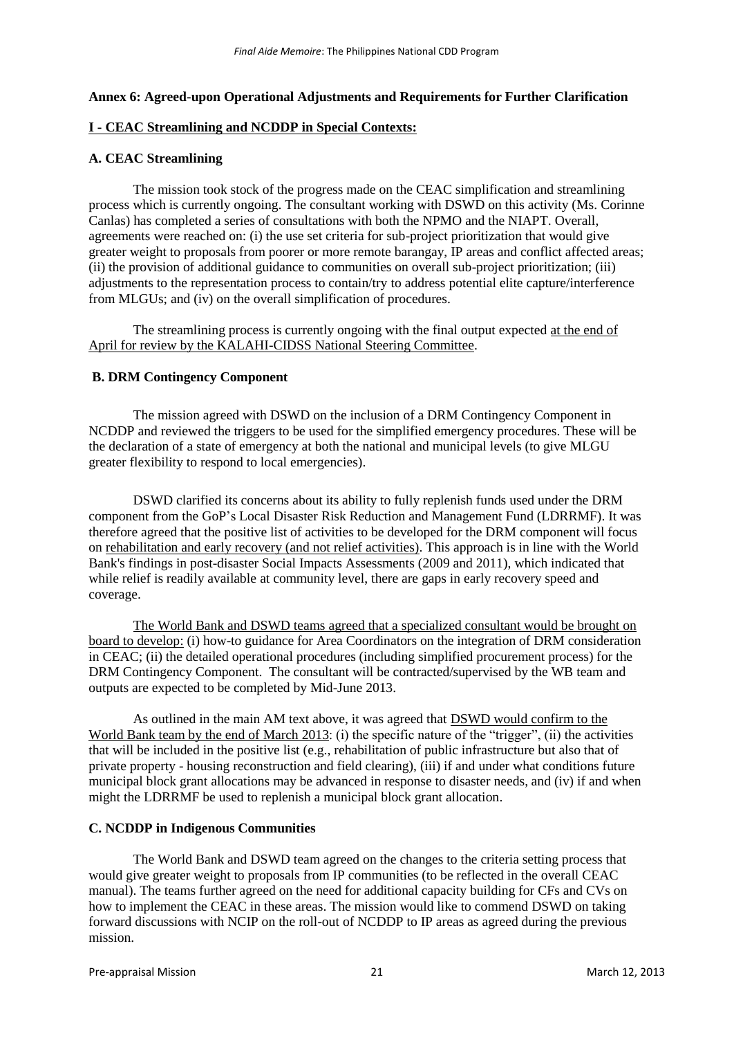### Annex 6: Agreed-upon Operational Adjustments and Requirements for Further Clarification

#### I - CEAC Streamlining and NCDDP in Special Contexts:

#### A. CEAC Streamlining

The mission took stock of the progress made on the CEAC simplification and streamlining process which is currently ongoing. The consultant working with DSWD on this activity (Ms. Corinne Canlas) has completed a series of consultations with both the NPMO and the NIAPT. Overall, agreements were reached on: (i) the use set criteria for sub-project prioritization that would give greater weight to proposals from poorer or more remote barangay, IP areas and conflict affected areas; (ii) the provision of additional guidance to communities on overall sub-project prioritization; (iii) adjustments to the representation process to contain/try to address potential elite capture/interference from MLGUs; and (iv) on the overall simplification of procedures.

The streamlining process is currently ongoing with the final output expected at the end of April for review by the KALAHI-CIDSS National Steering Committee.

#### B. DRM Contingency Component

The mission agreed with DSWD on the inclusion of a DRM Contingency Component in NCDDP and reviewed the triggers to be used for the simplified emergency procedures. These will be the declaration of a state of emergency at both the national and municipal levels (to give MLGU greater flexibility to respond to local emergencies).

DSWD clarified its concerns about its ability to fully replenish funds used under the DRM component from the GoP's Local Disaster Risk Reduction and Management Fund (LDRRMF). It was therefore agreed that the positive list of activities to be developed for the DRM component will focus on rehabilitation and early recovery (and not relief activities). This approach is in line with the World Bank's findings in post-disaster Social Impacts Assessments (2009 and 2011), which indicated that while relief is readily available at community level, there are gaps in early recovery speed and coverage.

The World Bank and DSWD teams agreed that a specialized consultant would be brought on board to develop: (i) how-to guidance for Area Coordinators on the integration of DRM consideration in CEAC; (ii) the detailed operational procedures (including simplified procurement process) for the DRM Contingency Component. The consultant will be contracted/supervised by the WB team and outputs are expected to be completed by Mid-June 2013.

As outlined in the main AM text above, it was agreed that DSWD would confirm to the World Bank team by the end of March 2013: (i) the specific nature of the "trigger", (ii) the activities that will be included in the positive list (e.g., rehabilitation of public infrastructure but also that of private property - housing reconstruction and field clearing), (iii) if and under what conditions future municipal block grant allocations may be advanced in response to disaster needs, and (iv) if and when might the LDRRMF be used to replenish a municipal block grant allocation.

#### C. NCDDP in Indigenous Communities

The World Bank and DSWD team agreed on the changes to the criteria setting process that would give greater weight to proposals from IP communities (to be reflected in the overall CEAC manual). The teams further agreed on the need for additional capacity building for CFs and CVs on how to implement the CEAC in these areas. The mission would like to commend DSWD on taking forward discussions with NCIP on the roll-out of NCDDP to IP areas as agreed during the previous mission.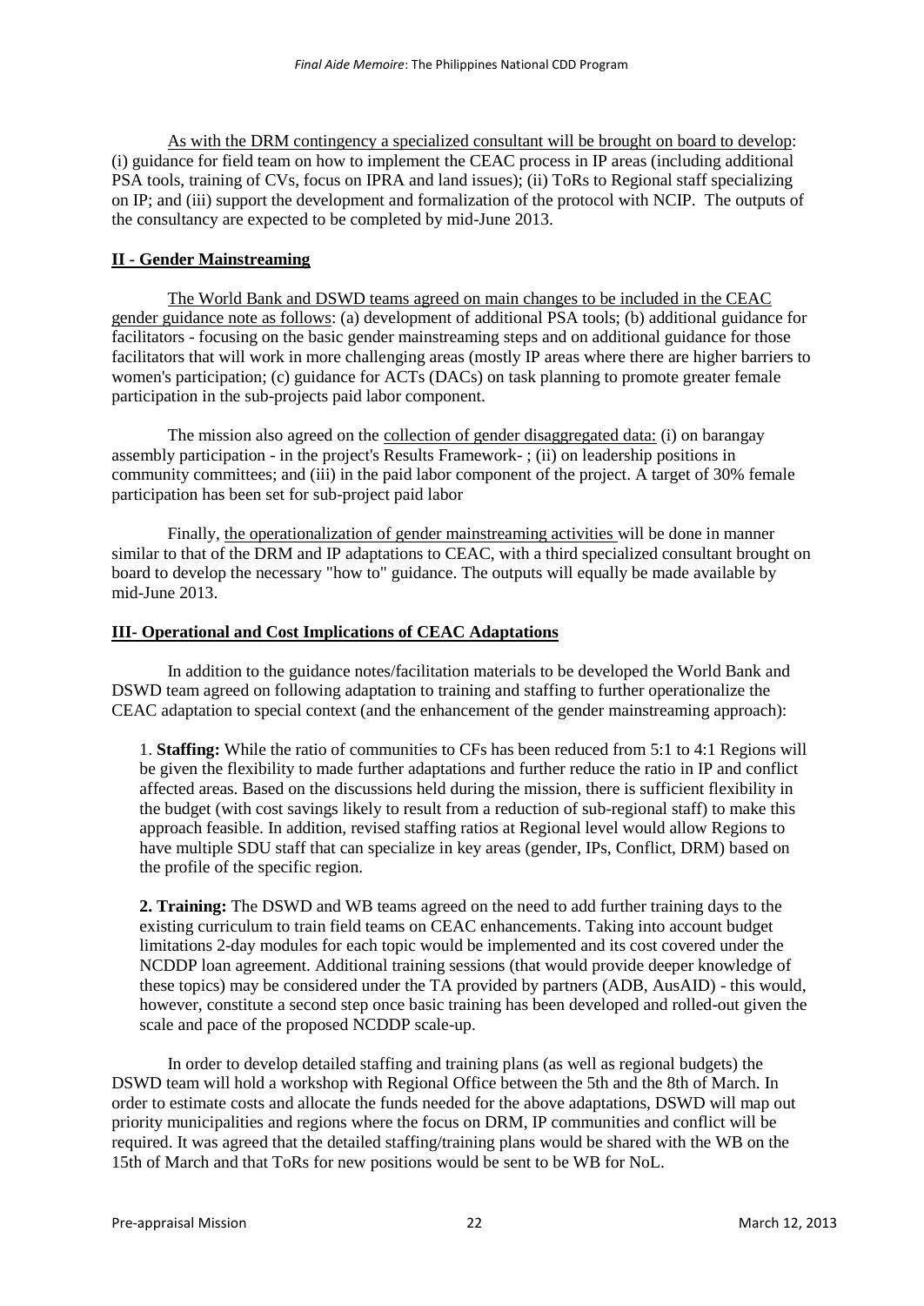As with the DRM contingency a specialized consultant will be brought on board to develop: (i) guidance for field team on how to implement the CEAC process in IP areas (including additional PSA tools, training of CVs, focus on IPRA and land issues); (ii) ToRs to Regional staff specializing on IP; and (iii) support the development and formalization of the protocol with NCIP. The outputs of the consultancy are expected to be completed by mid-June 2013.

## II - Gender Mainstreaming

The World Bank and DSWD teams agreed on main changes to be included in the CEAC gender guidance note as follows: (a) development of additional PSA tools; (b) additional guidance for facilitators - focusing on the basic gender mainstreaming steps and on additional guidance for those facilitators that will work in more challenging areas (mostly IP areas where there are higher barriers to women's participation; (c) guidance for ACTs (DACs) on task planning to promote greater female participation in the sub-projects paid labor component.

The mission also agreed on the collection of gender disaggregated data: (i) on barangay assembly participation - in the project's Results Framework- ; (ii) on leadership positions in community committees; and (iii) in the paid labor component of the project. A target of 30% female participation has been set for sub-project paid labor

Finally, the operationalization of gender mainstreaming activities will be done in manner similar to that of the DRM and IP adaptations to CEAC, with a third specialized consultant brought on board to develop the necessary "how to" guidance. The outputs will equally be made available by mid-June 2013.

## III- Operational and Cost Implications of CEAC Adaptations

In addition to the guidance notes/facilitation materials to be developed the World Bank and DSWD team agreed on following adaptation to training and staffing to further operationalize the CEAC adaptation to special context (and the enhancement of the gender mainstreaming approach):

1. **Staffing:** While the ratio of communities to CFs has been reduced from 5:1 to 4:1 Regions will be given the flexibility to made further adaptations and further reduce the ratio in IP and conflict affected areas. Based on the discussions held during the mission, there is sufficient flexibility in the budget (with cost savings likely to result from a reduction of sub-regional staff) to make this approach feasible. In addition, revised staffing ratios at Regional level would allow Regions to have multiple SDU staff that can specialize in key areas (gender, IPs, Conflict, DRM) based on the profile of the specific region.

2. **Training:** The DSWD and WB teams agreed on the need to add further training days to the existing curriculum to train field teams on CEAC enhancements. Taking into account budget limitations 2-day modules for each topic would be implemented and its cost covered under the NCDDP loan agreement. Additional training sessions (that would provide deeper knowledge of these topics) may be considered under the TA provided by partners (ADB, AusAID) - this would, however, constitute a second step once basic training has been developed and rolled-out given the scale and pace of the proposed NCDDP scale-up.

In order to develop detailed staffing and training plans (as well as regional budgets) the DSWD team will hold a workshop with Regional Office between the 5th and the 8th of March. In order to estimate costs and allocate the funds needed for the above adaptations, DSWD will map out priority municipalities and regions where the focus on DRM, IP communities and conflict will be required. It was agreed that the detailed staffing/training plans would be shared with the WB on the 15th of March and that ToRs for new positions would be sent to be WB for NoL.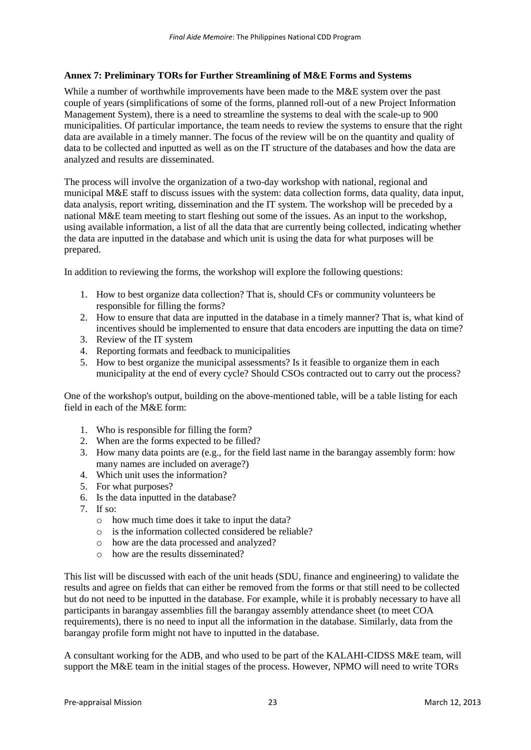**Annex 7: Preliminary TORs for Further Streamlining of M&E Forms and Systems**

While a number of worthwhile improvements have been made to the M&E system over the past couple of years (simplifications of some of the forms, planned roll-out of a new Project Information Management System), there is a need to streamline the systems to deal with the scale-up to 900 municipalities. Of particular importance, the team needs to review the systems to ensure that the right data are available in a timely manner. The focus of the review will be on the quantity and quality of data to be collected and inputted as well as on the IT structure of the databases and how the data are analyzed and results are disseminated.

The process will involve the organization of a two-day workshop with national, regional and municipal M&E staff to discuss issues with the system: data collection forms, data quality, data input, data analysis, report writing, dissemination and the IT system. The workshop will be preceded by a national M&E team meeting to start fleshing out some of the issues. As an input to the workshop, using available information, a list of all the data that are currently being collected, indicating whether the data are inputted in the database and which unit is using the data for what purposes will be prepared.

In addition to reviewing the forms, the workshop will explore the following questions:

1. How to best organize data collection? That is, should CFs or community volunteers be responsible for filling the forms?
2. How to ensure that data are inputted in the database in a timely manner? That is, what kind of incentives should be implemented to ensure that data encoders are inputting the data on time?
3. Review of the IT system
4. Reporting formats and feedback to municipalities
5. How to best organize the municipal assessments? Is it feasible to organize them in each municipality at the end of every cycle? Should CSOs contracted out to carry out the process?

One of the workshop's output, building on the above-mentioned table, will be a table listing for each field in each of the M&E form:

1. Who is responsible for filling the form?
2. When are the forms expected to be filled?
3. How many data points are (e.g., for the field last name in the barangay assembly form: how many names are included on average?)
4. Which unit uses the information?
5. For what purposes?
6. Is the data inputted in the database?
7. If so:
   - how much time does it take to input the data?
   - is the information collected considered be reliable?
   - how are the data processed and analyzed?
   - how are the results disseminated?

This list will be discussed with each of the unit heads (SDU, finance and engineering) to validate the results and agree on fields that can either be removed from the forms or that still need to be collected but do not need to be inputted in the database. For example, while it is probably necessary to have all participants in barangay assemblies fill the barangay assembly attendance sheet (to meet COA requirements), there is no need to input all the information in the database. Similarly, data from the barangay profile form might not have to inputted in the database.

A consultant working for the ADB, and who used to be part of the KALAHI-CIDSS M&E team, will support the M&E team in the initial stages of the process. However, NPMO will need to write TORs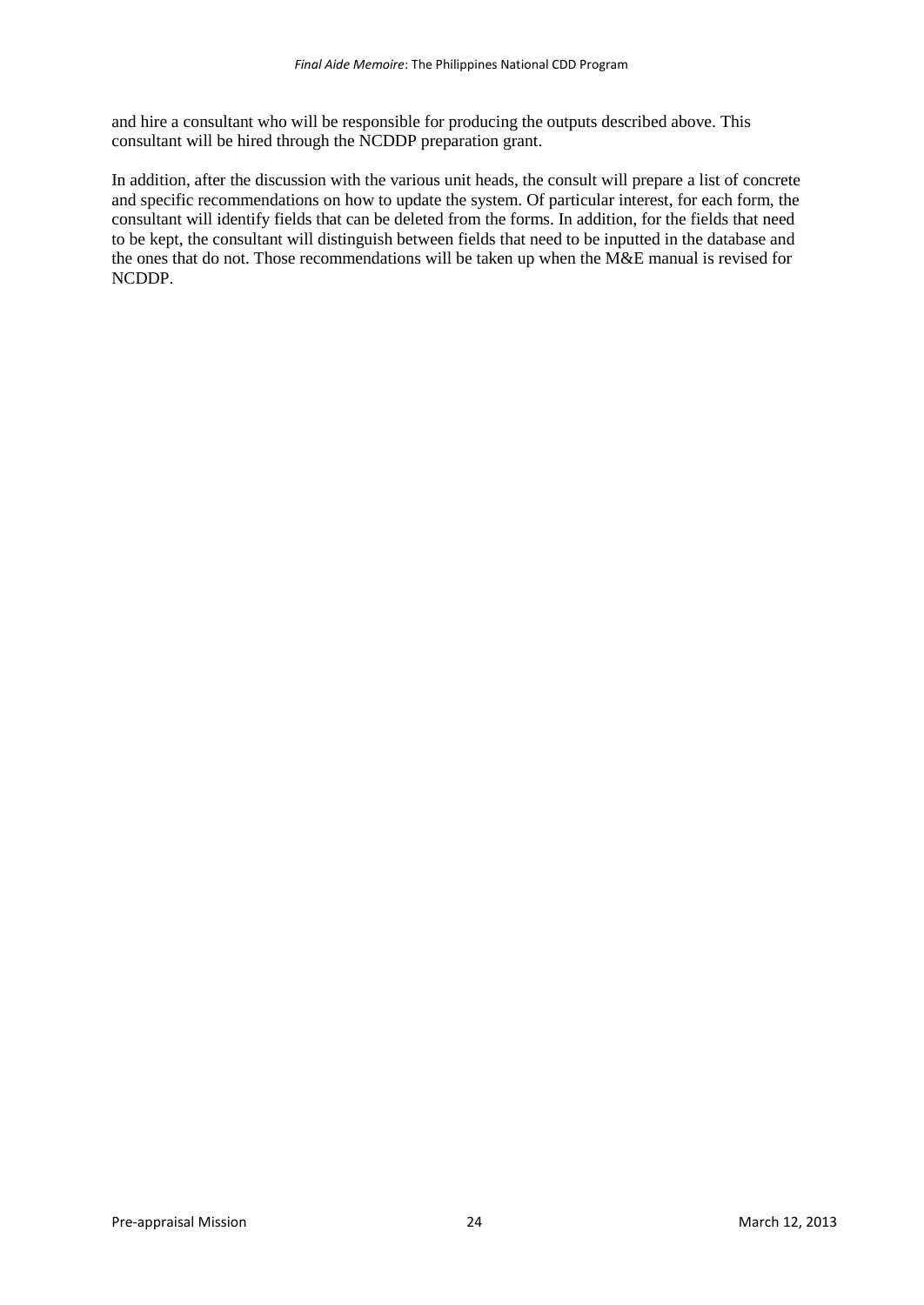and hire a consultant who will be responsible for producing the outputs described above. This consultant will be hired through the NCDDP preparation grant.

In addition, after the discussion with the various unit heads, the consult will prepare a list of concrete and specific recommendations on how to update the system. Of particular interest, for each form, the consultant will identify fields that can be deleted from the forms. In addition, for the fields that need to be kept, the consultant will distinguish between fields that need to be inputted in the database and the ones that do not. Those recommendations will be taken up when the M&E manual is revised for NCDDP.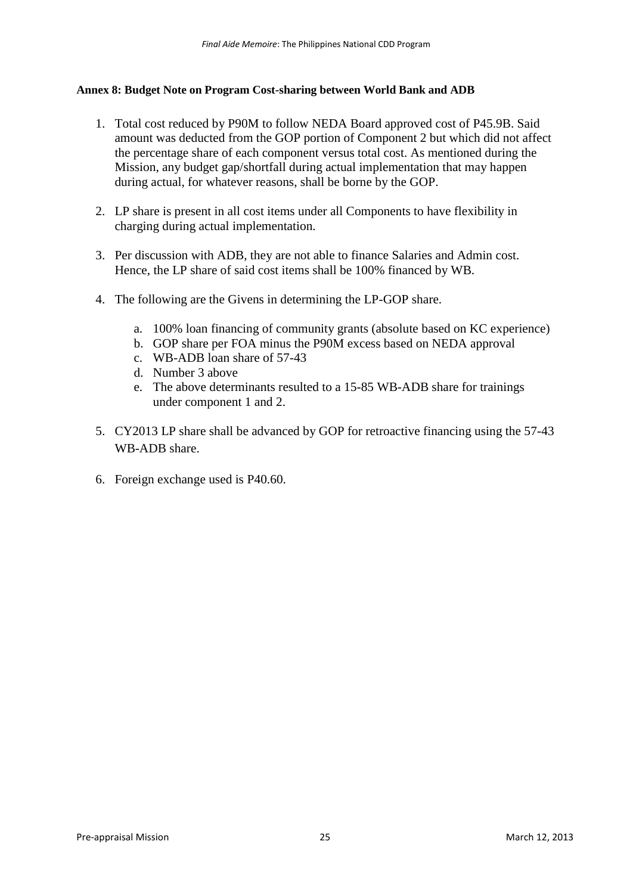**Annex 8: Budget Note on Program Cost-sharing between World Bank and ADB**

1. Total cost reduced by P90M to follow NEDA Board approved cost of P45.9B. Said amount was deducted from the GOP portion of Component 2 but which did not affect the percentage share of each component versus total cost. As mentioned during the Mission, any budget gap/shortfall during actual implementation that may happen during actual, for whatever reasons, shall be borne by the GOP.

2. LP share is present in all cost items under all Components to have flexibility in charging during actual implementation.

3. Per discussion with ADB, they are not able to finance Salaries and Admin cost. Hence, the LP share of said cost items shall be 100% financed by WB.

4. The following are the Givens in determining the LP-GOP share.

   a. 100% loan financing of community grants (absolute based on KC experience)
   b. GOP share per FOA minus the P90M excess based on NEDA approval
   c. WB-ADB loan share of 57-43
   d. Number 3 above
   e. The above determinants resulted to a 15-85 WB-ADB share for trainings under component 1 and 2.

5. CY2013 LP share shall be advanced by GOP for retroactive financing using the 57-43 WB-ADB share.

6. Foreign exchange used is P40.60.